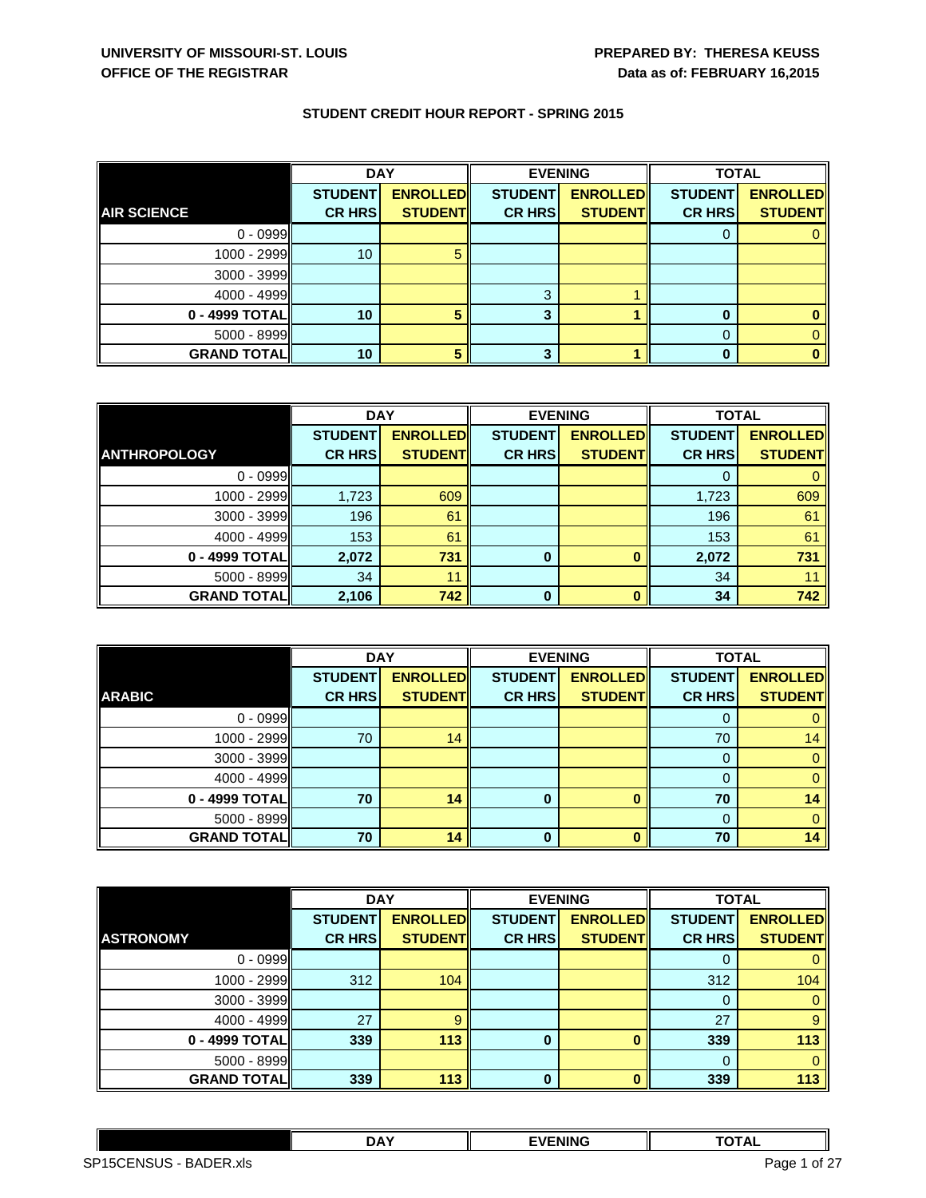UNIVERSITY OF MISSOURI-ST. LOUIS
OFFICE OF THE REGISTRAR

PREPARED BY: THERESA KEUSS
Data as of: FEBRUARY 16,2015

## STUDENT CREDIT HOUR REPORT - SPRING 2015

| | DAY | | EVENING | | TOTAL | |
|---|---|---|---|---|---|---|
| **AIR SCIENCE** | **STUDENT CR HRS** | **ENROLLED STUDENT** | **STUDENT CR HRS** | **ENROLLED STUDENT** | **STUDENT CR HRS** | **ENROLLED STUDENT** |
| 0 - 0999 | | | | | 0 | 0 |
| 1000 - 2999 | 10 | 5 | | | | |
| 3000 - 3999 | | | | | | |
| 4000 - 4999 | | | 3 | 1 | | |
| **0 - 4999 TOTAL** | **10** | **5** | **3** | **1** | **0** | **0** |
| 5000 - 8999 | | | | | 0 | 0 |
| **GRAND TOTAL** | **10** | **5** | **3** | **1** | **0** | **0** |

| | DAY | | EVENING | | TOTAL | |
|---|---|---|---|---|---|---|
| **ANTHROPOLOGY** | **STUDENT CR HRS** | **ENROLLED STUDENT** | **STUDENT CR HRS** | **ENROLLED STUDENT** | **STUDENT CR HRS** | **ENROLLED STUDENT** |
| 0 - 0999 | | | | | 0 | 0 |
| 1000 - 2999 | 1,723 | 609 | | | 1,723 | 609 |
| 3000 - 3999 | 196 | 61 | | | 196 | 61 |
| 4000 - 4999 | 153 | 61 | | | 153 | 61 |
| **0 - 4999 TOTAL** | **2,072** | **731** | **0** | **0** | **2,072** | **731** |
| 5000 - 8999 | 34 | 11 | | | 34 | 11 |
| **GRAND TOTAL** | **2,106** | **742** | **0** | **0** | **34** | **742** |

| | DAY | | EVENING | | TOTAL | |
|---|---|---|---|---|---|---|
| **ARABIC** | **STUDENT CR HRS** | **ENROLLED STUDENT** | **STUDENT CR HRS** | **ENROLLED STUDENT** | **STUDENT CR HRS** | **ENROLLED STUDENT** |
| 0 - 0999 | | | | | 0 | 0 |
| 1000 - 2999 | 70 | 14 | | | 70 | 14 |
| 3000 - 3999 | | | | | 0 | 0 |
| 4000 - 4999 | | | | | 0 | 0 |
| **0 - 4999 TOTAL** | **70** | **14** | **0** | **0** | **70** | **14** |
| 5000 - 8999 | | | | | 0 | 0 |
| **GRAND TOTAL** | **70** | **14** | **0** | **0** | **70** | **14** |

| | DAY | | EVENING | | TOTAL | |
|---|---|---|---|---|---|---|
| **ASTRONOMY** | **STUDENT CR HRS** | **ENROLLED STUDENT** | **STUDENT CR HRS** | **ENROLLED STUDENT** | **STUDENT CR HRS** | **ENROLLED STUDENT** |
| 0 - 0999 | | | | | 0 | 0 |
| 1000 - 2999 | 312 | 104 | | | 312 | 104 |
| 3000 - 3999 | | | | | 0 | 0 |
| 4000 - 4999 | 27 | 9 | | | 27 | 9 |
| **0 - 4999 TOTAL** | **339** | **113** | **0** | **0** | **339** | **113** |
| 5000 - 8999 | | | | | 0 | 0 |
| **GRAND TOTAL** | **339** | **113** | **0** | **0** | **339** | **113** |

| | DAY | EVENING | TOTAL |
|---|---|---|---|

SP15CENSUS - BADER.xls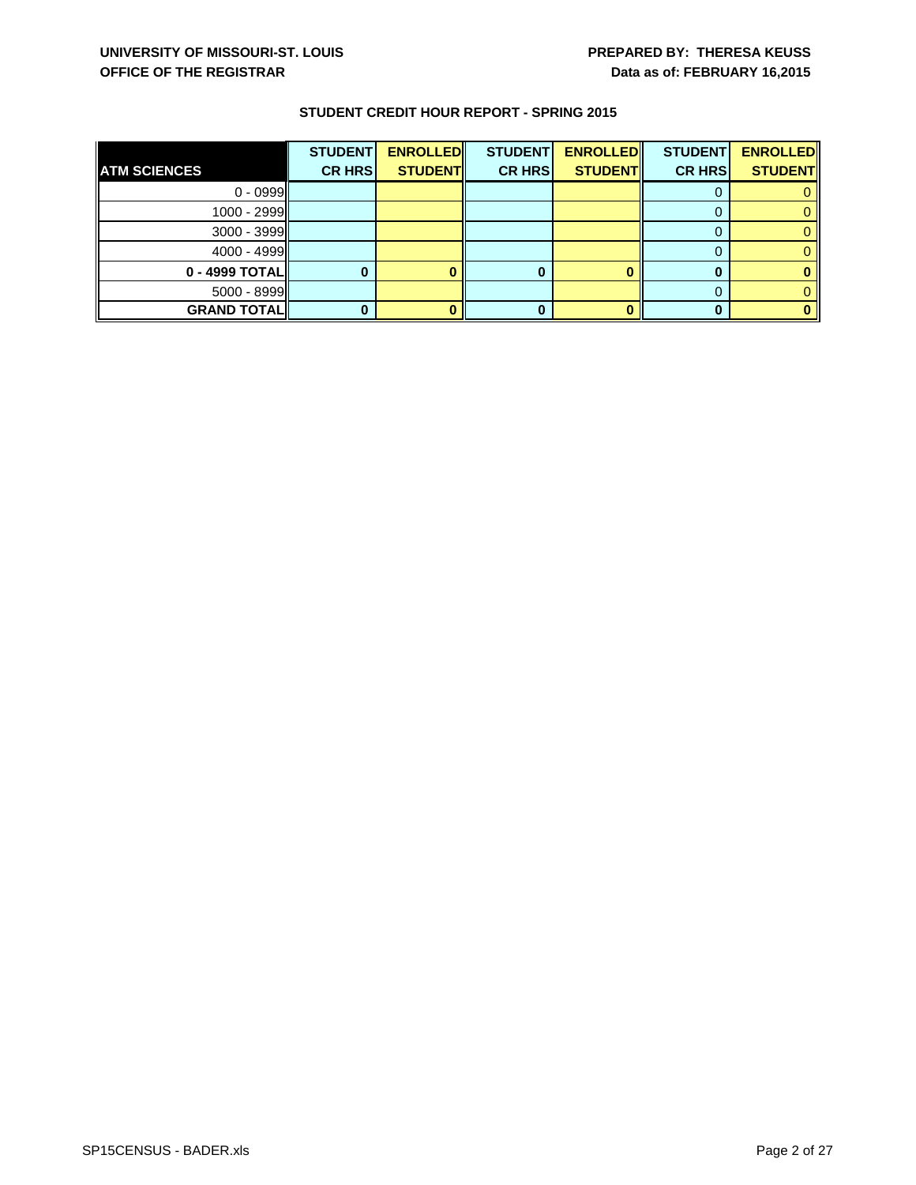**UNIVERSITY OF MISSOURI-ST. LOUIS**
**OFFICE OF THE REGISTRAR**

**PREPARED BY: THERESA KEUSS**
**Data as of: FEBRUARY 16,2015**

**STUDENT CREDIT HOUR REPORT - SPRING 2015**

| ATM SCIENCES | STUDENT CR HRS | ENROLLED STUDENT | STUDENT CR HRS | ENROLLED STUDENT | STUDENT CR HRS | ENROLLED STUDENT |
|---|---|---|---|---|---|---|
| 0 - 0999 | | | | | 0 | 0 |
| 1000 - 2999 | | | | | 0 | 0 |
| 3000 - 3999 | | | | | 0 | 0 |
| 4000 - 4999 | | | | | 0 | 0 |
| **0 - 4999 TOTAL** | **0** | **0** | **0** | **0** | **0** | **0** |
| 5000 - 8999 | | | | | 0 | 0 |
| **GRAND TOTAL** | **0** | **0** | **0** | **0** | **0** | **0** |

SP15CENSUS - BADER.xls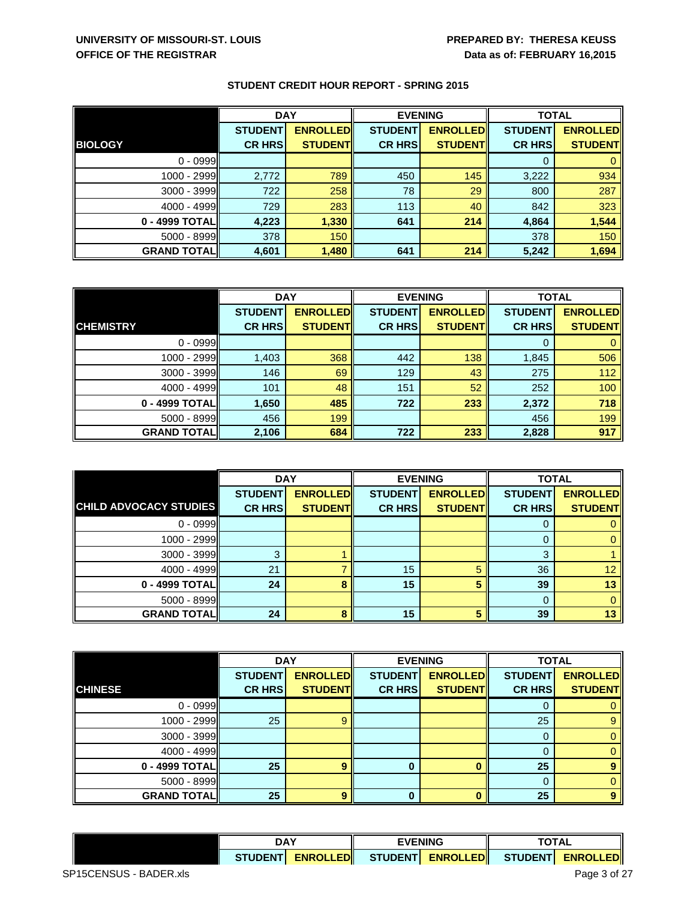UNIVERSITY OF MISSOURI-ST. LOUIS
OFFICE OF THE REGISTRAR

PREPARED BY: THERESA KEUSS
Data as of: FEBRUARY 16,2015

## STUDENT CREDIT HOUR REPORT - SPRING 2015

| | DAY | | EVENING | | TOTAL | |
|---|---|---|---|---|---|---|
| **BIOLOGY** | **STUDENT CR HRS** | **ENROLLED STUDENT** | **STUDENT CR HRS** | **ENROLLED STUDENT** | **STUDENT CR HRS** | **ENROLLED STUDENT** |
| 0 - 0999 | | | | | 0 | 0 |
| 1000 - 2999 | 2,772 | 789 | 450 | 145 | 3,222 | 934 |
| 3000 - 3999 | 722 | 258 | 78 | 29 | 800 | 287 |
| 4000 - 4999 | 729 | 283 | 113 | 40 | 842 | 323 |
| **0 - 4999 TOTAL** | **4,223** | **1,330** | **641** | **214** | **4,864** | **1,544** |
| 5000 - 8999 | 378 | 150 | | | 378 | 150 |
| **GRAND TOTAL** | **4,601** | **1,480** | **641** | **214** | **5,242** | **1,694** |

| | DAY | | EVENING | | TOTAL | |
|---|---|---|---|---|---|---|
| **CHEMISTRY** | **STUDENT CR HRS** | **ENROLLED STUDENT** | **STUDENT CR HRS** | **ENROLLED STUDENT** | **STUDENT CR HRS** | **ENROLLED STUDENT** |
| 0 - 0999 | | | | | 0 | 0 |
| 1000 - 2999 | 1,403 | 368 | 442 | 138 | 1,845 | 506 |
| 3000 - 3999 | 146 | 69 | 129 | 43 | 275 | 112 |
| 4000 - 4999 | 101 | 48 | 151 | 52 | 252 | 100 |
| **0 - 4999 TOTAL** | **1,650** | **485** | **722** | **233** | **2,372** | **718** |
| 5000 - 8999 | 456 | 199 | | | 456 | 199 |
| **GRAND TOTAL** | **2,106** | **684** | **722** | **233** | **2,828** | **917** |

| | DAY | | EVENING | | TOTAL | |
|---|---|---|---|---|---|---|
| **CHILD ADVOCACY STUDIES** | **STUDENT CR HRS** | **ENROLLED STUDENT** | **STUDENT CR HRS** | **ENROLLED STUDENT** | **STUDENT CR HRS** | **ENROLLED STUDENT** |
| 0 - 0999 | | | | | 0 | 0 |
| 1000 - 2999 | | | | | 0 | 0 |
| 3000 - 3999 | 3 | 1 | | | 3 | 1 |
| 4000 - 4999 | 21 | 7 | 15 | 5 | 36 | 12 |
| **0 - 4999 TOTAL** | **24** | **8** | **15** | **5** | **39** | **13** |
| 5000 - 8999 | | | | | 0 | 0 |
| **GRAND TOTAL** | **24** | **8** | **15** | **5** | **39** | **13** |

| | DAY | | EVENING | | TOTAL | |
|---|---|---|---|---|---|---|
| **CHINESE** | **STUDENT CR HRS** | **ENROLLED STUDENT** | **STUDENT CR HRS** | **ENROLLED STUDENT** | **STUDENT CR HRS** | **ENROLLED STUDENT** |
| 0 - 0999 | | | | | 0 | 0 |
| 1000 - 2999 | 25 | 9 | | | 25 | 9 |
| 3000 - 3999 | | | | | 0 | 0 |
| 4000 - 4999 | | | | | 0 | 0 |
| **0 - 4999 TOTAL** | **25** | **9** | **0** | **0** | **25** | **9** |
| 5000 - 8999 | | | | | 0 | 0 |
| **GRAND TOTAL** | **25** | **9** | **0** | **0** | **25** | **9** |

| | DAY | | EVENING | | TOTAL | |
|---|---|---|---|---|---|---|
| | **STUDENT** | **ENROLLED** | **STUDENT** | **ENROLLED** | **STUDENT** | **ENROLLED** |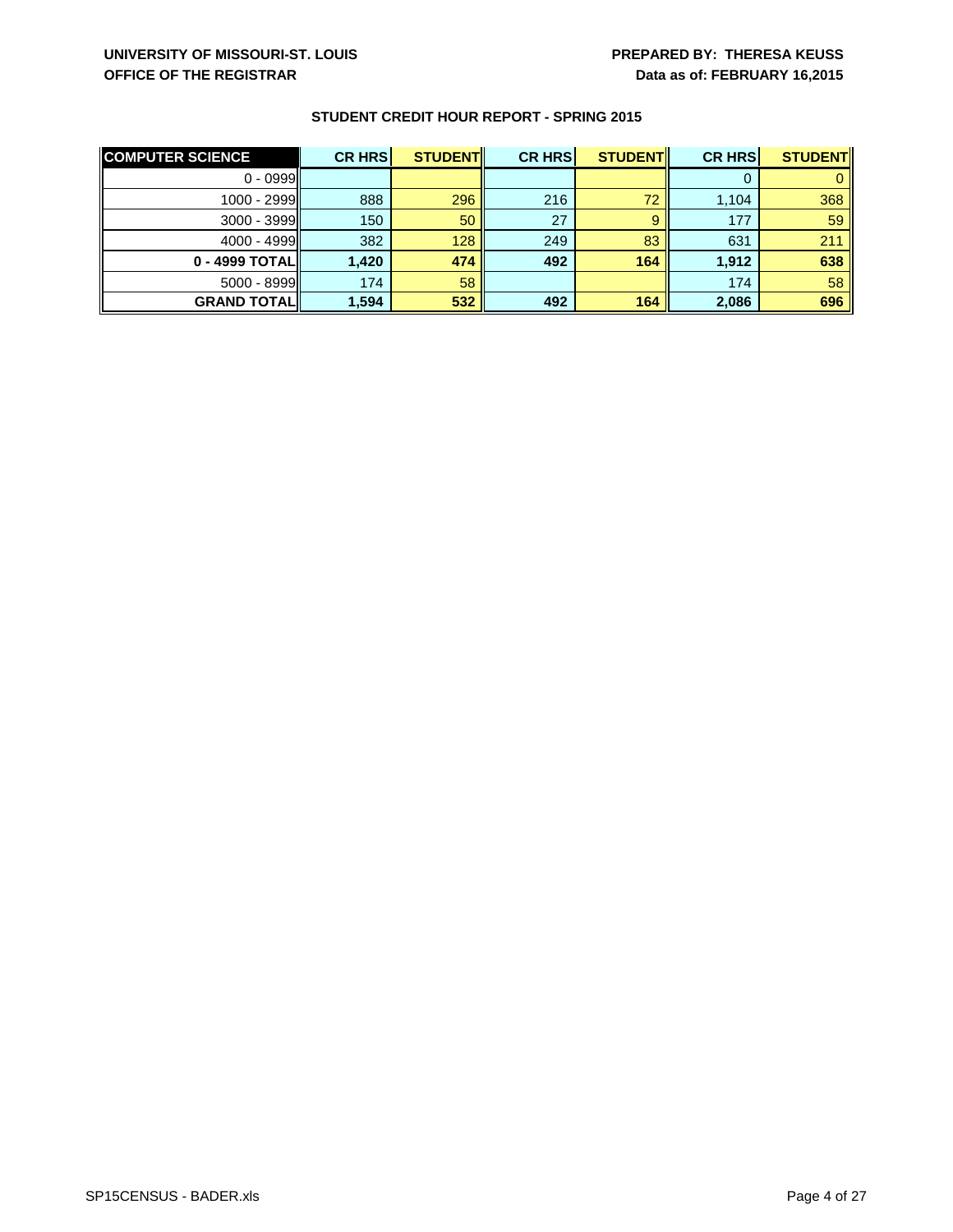UNIVERSITY OF MISSOURI-ST. LOUIS
OFFICE OF THE REGISTRAR

PREPARED BY: THERESA KEUSS
Data as of: FEBRUARY 16,2015

## STUDENT CREDIT HOUR REPORT - SPRING 2015

| COMPUTER SCIENCE | CR HRS | STUDENT | CR HRS | STUDENT | CR HRS | STUDENT |
|---|---|---|---|---|---|---|
| 0 - 0999 | | | | | 0 | 0 |
| 1000 - 2999 | 888 | 296 | 216 | 72 | 1,104 | 368 |
| 3000 - 3999 | 150 | 50 | 27 | 9 | 177 | 59 |
| 4000 - 4999 | 382 | 128 | 249 | 83 | 631 | 211 |
| **0 - 4999 TOTAL** | **1,420** | **474** | **492** | **164** | **1,912** | **638** |
| 5000 - 8999 | 174 | 58 | | | 174 | 58 |
| **GRAND TOTAL** | **1,594** | **532** | **492** | **164** | **2,086** | **696** |

SP15CENSUS - BADER.xls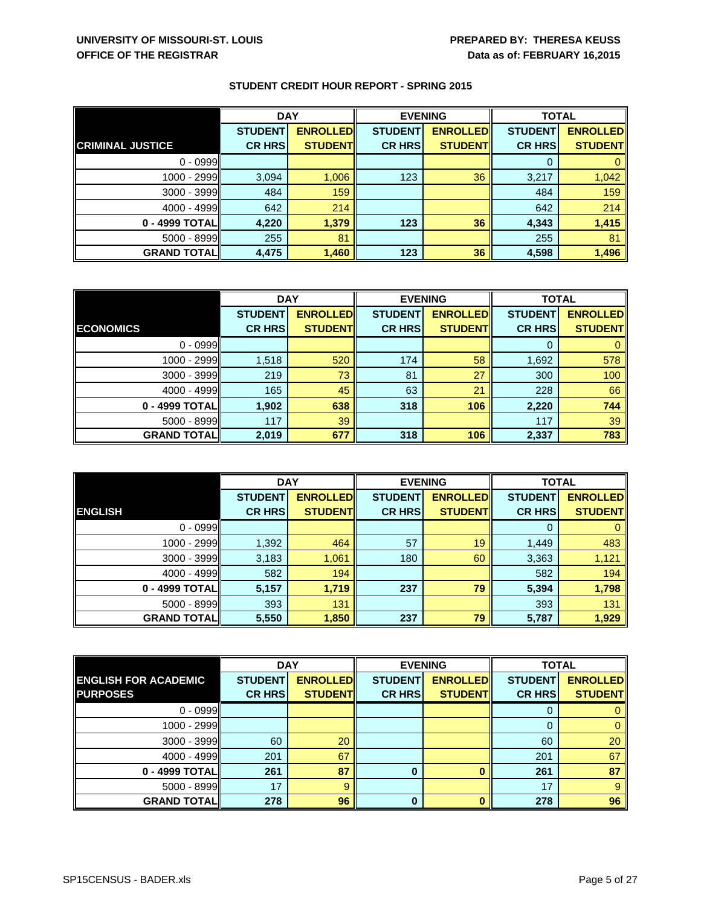**UNIVERSITY OF MISSOURI-ST. LOUIS**
**OFFICE OF THE REGISTRAR**

**PREPARED BY: THERESA KEUSS**
**Data as of: FEBRUARY 16,2015**

## STUDENT CREDIT HOUR REPORT - SPRING 2015

| | DAY | | EVENING | | TOTAL | |
|---|---|---|---|---|---|---|
| **CRIMINAL JUSTICE** | **STUDENT CR HRS** | **ENROLLED STUDENT** | **STUDENT CR HRS** | **ENROLLED STUDENT** | **STUDENT CR HRS** | **ENROLLED STUDENT** |
| 0 - 0999 | | | | | 0 | 0 |
| 1000 - 2999 | 3,094 | 1,006 | 123 | 36 | 3,217 | 1,042 |
| 3000 - 3999 | 484 | 159 | | | 484 | 159 |
| 4000 - 4999 | 642 | 214 | | | 642 | 214 |
| **0 - 4999 TOTAL** | **4,220** | **1,379** | **123** | **36** | **4,343** | **1,415** |
| 5000 - 8999 | 255 | 81 | | | 255 | 81 |
| **GRAND TOTAL** | **4,475** | **1,460** | **123** | **36** | **4,598** | **1,496** |

| | DAY | | EVENING | | TOTAL | |
|---|---|---|---|---|---|---|
| **ECONOMICS** | **STUDENT CR HRS** | **ENROLLED STUDENT** | **STUDENT CR HRS** | **ENROLLED STUDENT** | **STUDENT CR HRS** | **ENROLLED STUDENT** |
| 0 - 0999 | | | | | 0 | 0 |
| 1000 - 2999 | 1,518 | 520 | 174 | 58 | 1,692 | 578 |
| 3000 - 3999 | 219 | 73 | 81 | 27 | 300 | 100 |
| 4000 - 4999 | 165 | 45 | 63 | 21 | 228 | 66 |
| **0 - 4999 TOTAL** | **1,902** | **638** | **318** | **106** | **2,220** | **744** |
| 5000 - 8999 | 117 | 39 | | | 117 | 39 |
| **GRAND TOTAL** | **2,019** | **677** | **318** | **106** | **2,337** | **783** |

| | DAY | | EVENING | | TOTAL | |
|---|---|---|---|---|---|---|
| **ENGLISH** | **STUDENT CR HRS** | **ENROLLED STUDENT** | **STUDENT CR HRS** | **ENROLLED STUDENT** | **STUDENT CR HRS** | **ENROLLED STUDENT** |
| 0 - 0999 | | | | | 0 | 0 |
| 1000 - 2999 | 1,392 | 464 | 57 | 19 | 1,449 | 483 |
| 3000 - 3999 | 3,183 | 1,061 | 180 | 60 | 3,363 | 1,121 |
| 4000 - 4999 | 582 | 194 | | | 582 | 194 |
| **0 - 4999 TOTAL** | **5,157** | **1,719** | **237** | **79** | **5,394** | **1,798** |
| 5000 - 8999 | 393 | 131 | | | 393 | 131 |
| **GRAND TOTAL** | **5,550** | **1,850** | **237** | **79** | **5,787** | **1,929** |

| | DAY | | EVENING | | TOTAL | |
|---|---|---|---|---|---|---|
| **ENGLISH FOR ACADEMIC PURPOSES** | **STUDENT CR HRS** | **ENROLLED STUDENT** | **STUDENT CR HRS** | **ENROLLED STUDENT** | **STUDENT CR HRS** | **ENROLLED STUDENT** |
| 0 - 0999 | | | | | 0 | 0 |
| 1000 - 2999 | | | | | 0 | 0 |
| 3000 - 3999 | 60 | 20 | | | 60 | 20 |
| 4000 - 4999 | 201 | 67 | | | 201 | 67 |
| **0 - 4999 TOTAL** | **261** | **87** | **0** | **0** | **261** | **87** |
| 5000 - 8999 | 17 | 9 | | | 17 | 9 |
| **GRAND TOTAL** | **278** | **96** | **0** | **0** | **278** | **96** |

SP15CENSUS - BADER.xls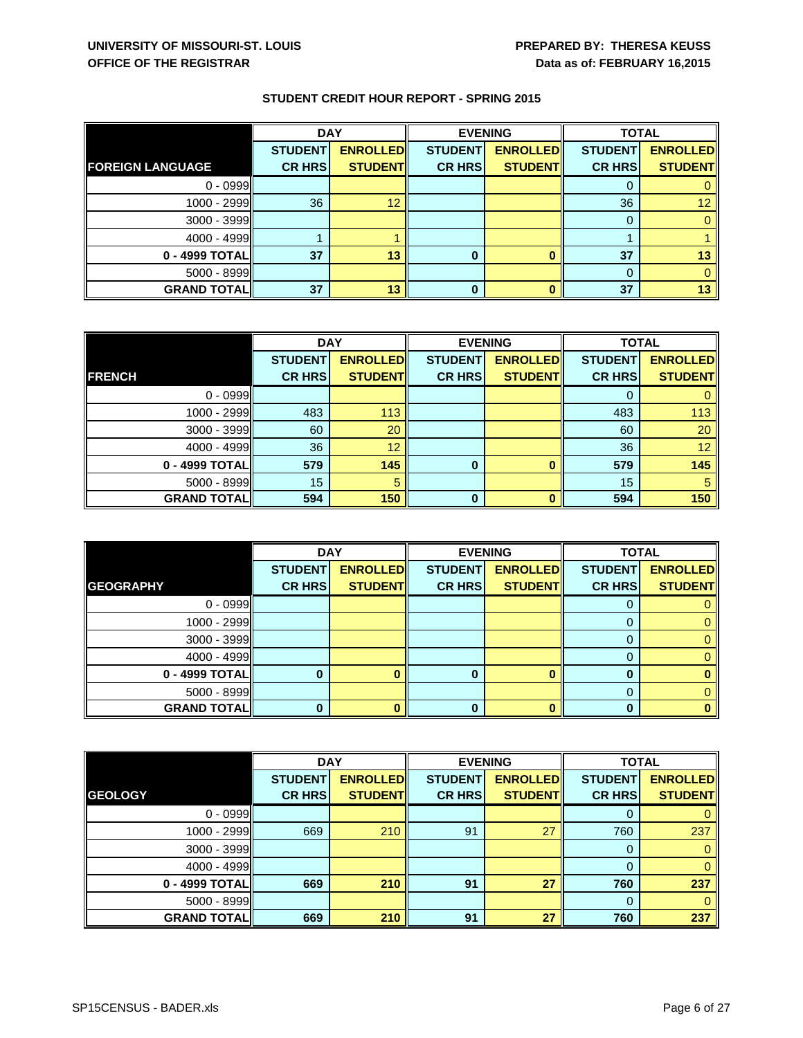UNIVERSITY OF MISSOURI-ST. LOUIS
OFFICE OF THE REGISTRAR

PREPARED BY: THERESA KEUSS
Data as of: FEBRUARY 16,2015

## STUDENT CREDIT HOUR REPORT - SPRING 2015

| | DAY | | EVENING | | TOTAL | |
|---|---|---|---|---|---|---|
| **FOREIGN LANGUAGE** | **STUDENT CR HRS** | **ENROLLED STUDENT** | **STUDENT CR HRS** | **ENROLLED STUDENT** | **STUDENT CR HRS** | **ENROLLED STUDENT** |
| 0 - 0999 | | | | | 0 | 0 |
| 1000 - 2999 | 36 | 12 | | | 36 | 12 |
| 3000 - 3999 | | | | | 0 | 0 |
| 4000 - 4999 | 1 | 1 | | | 1 | 1 |
| **0 - 4999 TOTAL** | **37** | **13** | **0** | **0** | **37** | **13** |
| 5000 - 8999 | | | | | 0 | 0 |
| **GRAND TOTAL** | **37** | **13** | **0** | **0** | **37** | **13** |

| | DAY | | EVENING | | TOTAL | |
|---|---|---|---|---|---|---|
| **FRENCH** | **STUDENT CR HRS** | **ENROLLED STUDENT** | **STUDENT CR HRS** | **ENROLLED STUDENT** | **STUDENT CR HRS** | **ENROLLED STUDENT** |
| 0 - 0999 | | | | | 0 | 0 |
| 1000 - 2999 | 483 | 113 | | | 483 | 113 |
| 3000 - 3999 | 60 | 20 | | | 60 | 20 |
| 4000 - 4999 | 36 | 12 | | | 36 | 12 |
| **0 - 4999 TOTAL** | **579** | **145** | **0** | **0** | **579** | **145** |
| 5000 - 8999 | 15 | 5 | | | 15 | 5 |
| **GRAND TOTAL** | **594** | **150** | **0** | **0** | **594** | **150** |

| | DAY | | EVENING | | TOTAL | |
|---|---|---|---|---|---|---|
| **GEOGRAPHY** | **STUDENT CR HRS** | **ENROLLED STUDENT** | **STUDENT CR HRS** | **ENROLLED STUDENT** | **STUDENT CR HRS** | **ENROLLED STUDENT** |
| 0 - 0999 | | | | | 0 | 0 |
| 1000 - 2999 | | | | | 0 | 0 |
| 3000 - 3999 | | | | | 0 | 0 |
| 4000 - 4999 | | | | | 0 | 0 |
| **0 - 4999 TOTAL** | **0** | **0** | **0** | **0** | **0** | **0** |
| 5000 - 8999 | | | | | 0 | 0 |
| **GRAND TOTAL** | **0** | **0** | **0** | **0** | **0** | **0** |

| | DAY | | EVENING | | TOTAL | |
|---|---|---|---|---|---|---|
| **GEOLOGY** | **STUDENT CR HRS** | **ENROLLED STUDENT** | **STUDENT CR HRS** | **ENROLLED STUDENT** | **STUDENT CR HRS** | **ENROLLED STUDENT** |
| 0 - 0999 | | | | | 0 | 0 |
| 1000 - 2999 | 669 | 210 | 91 | 27 | 760 | 237 |
| 3000 - 3999 | | | | | 0 | 0 |
| 4000 - 4999 | | | | | 0 | 0 |
| **0 - 4999 TOTAL** | **669** | **210** | **91** | **27** | **760** | **237** |
| 5000 - 8999 | | | | | 0 | 0 |
| **GRAND TOTAL** | **669** | **210** | **91** | **27** | **760** | **237** |

SP15CENSUS - BADER.xls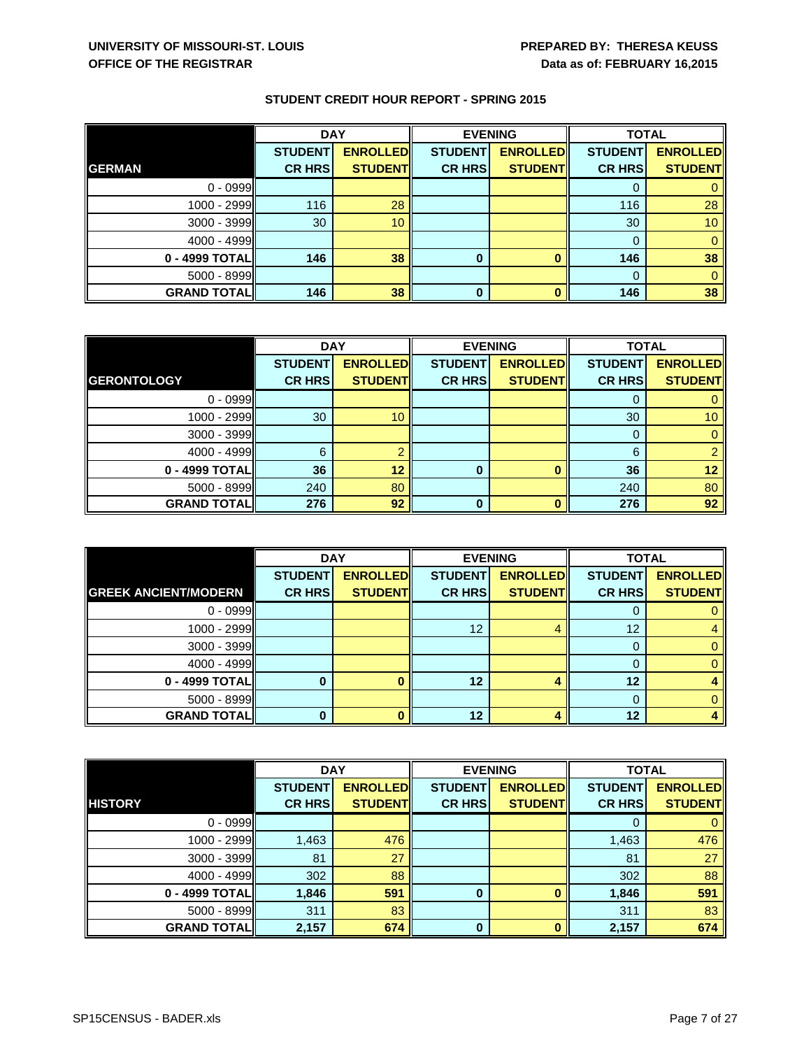UNIVERSITY OF MISSOURI-ST. LOUIS
OFFICE OF THE REGISTRAR

PREPARED BY: THERESA KEUSS
Data as of: FEBRUARY 16,2015

## STUDENT CREDIT HOUR REPORT - SPRING 2015

| | DAY | | EVENING | | TOTAL | |
|---|---|---|---|---|---|---|
| **GERMAN** | **STUDENT CR HRS** | **ENROLLED STUDENT** | **STUDENT CR HRS** | **ENROLLED STUDENT** | **STUDENT CR HRS** | **ENROLLED STUDENT** |
| 0 - 0999 | | | | | 0 | 0 |
| 1000 - 2999 | 116 | 28 | | | 116 | 28 |
| 3000 - 3999 | 30 | 10 | | | 30 | 10 |
| 4000 - 4999 | | | | | 0 | 0 |
| **0 - 4999 TOTAL** | **146** | **38** | **0** | **0** | **146** | **38** |
| 5000 - 8999 | | | | | 0 | 0 |
| **GRAND TOTAL** | **146** | **38** | **0** | **0** | **146** | **38** |

| | DAY | | EVENING | | TOTAL | |
|---|---|---|---|---|---|---|
| **GERONTOLOGY** | **STUDENT CR HRS** | **ENROLLED STUDENT** | **STUDENT CR HRS** | **ENROLLED STUDENT** | **STUDENT CR HRS** | **ENROLLED STUDENT** |
| 0 - 0999 | | | | | 0 | 0 |
| 1000 - 2999 | 30 | 10 | | | 30 | 10 |
| 3000 - 3999 | | | | | 0 | 0 |
| 4000 - 4999 | 6 | 2 | | | 6 | 2 |
| **0 - 4999 TOTAL** | **36** | **12** | **0** | **0** | **36** | **12** |
| 5000 - 8999 | 240 | 80 | | | 240 | 80 |
| **GRAND TOTAL** | **276** | **92** | **0** | **0** | **276** | **92** |

| | DAY | | EVENING | | TOTAL | |
|---|---|---|---|---|---|---|
| **GREEK ANCIENT/MODERN** | **STUDENT CR HRS** | **ENROLLED STUDENT** | **STUDENT CR HRS** | **ENROLLED STUDENT** | **STUDENT CR HRS** | **ENROLLED STUDENT** |
| 0 - 0999 | | | | | 0 | 0 |
| 1000 - 2999 | | | 12 | 4 | 12 | 4 |
| 3000 - 3999 | | | | | 0 | 0 |
| 4000 - 4999 | | | | | 0 | 0 |
| **0 - 4999 TOTAL** | **0** | **0** | **12** | **4** | **12** | **4** |
| 5000 - 8999 | | | | | 0 | 0 |
| **GRAND TOTAL** | **0** | **0** | **12** | **4** | **12** | **4** |

| | DAY | | EVENING | | TOTAL | |
|---|---|---|---|---|---|---|
| **HISTORY** | **STUDENT CR HRS** | **ENROLLED STUDENT** | **STUDENT CR HRS** | **ENROLLED STUDENT** | **STUDENT CR HRS** | **ENROLLED STUDENT** |
| 0 - 0999 | | | | | 0 | 0 |
| 1000 - 2999 | 1,463 | 476 | | | 1,463 | 476 |
| 3000 - 3999 | 81 | 27 | | | 81 | 27 |
| 4000 - 4999 | 302 | 88 | | | 302 | 88 |
| **0 - 4999 TOTAL** | **1,846** | **591** | **0** | **0** | **1,846** | **591** |
| 5000 - 8999 | 311 | 83 | | | 311 | 83 |
| **GRAND TOTAL** | **2,157** | **674** | **0** | **0** | **2,157** | **674** |

SP15CENSUS - BADER.xls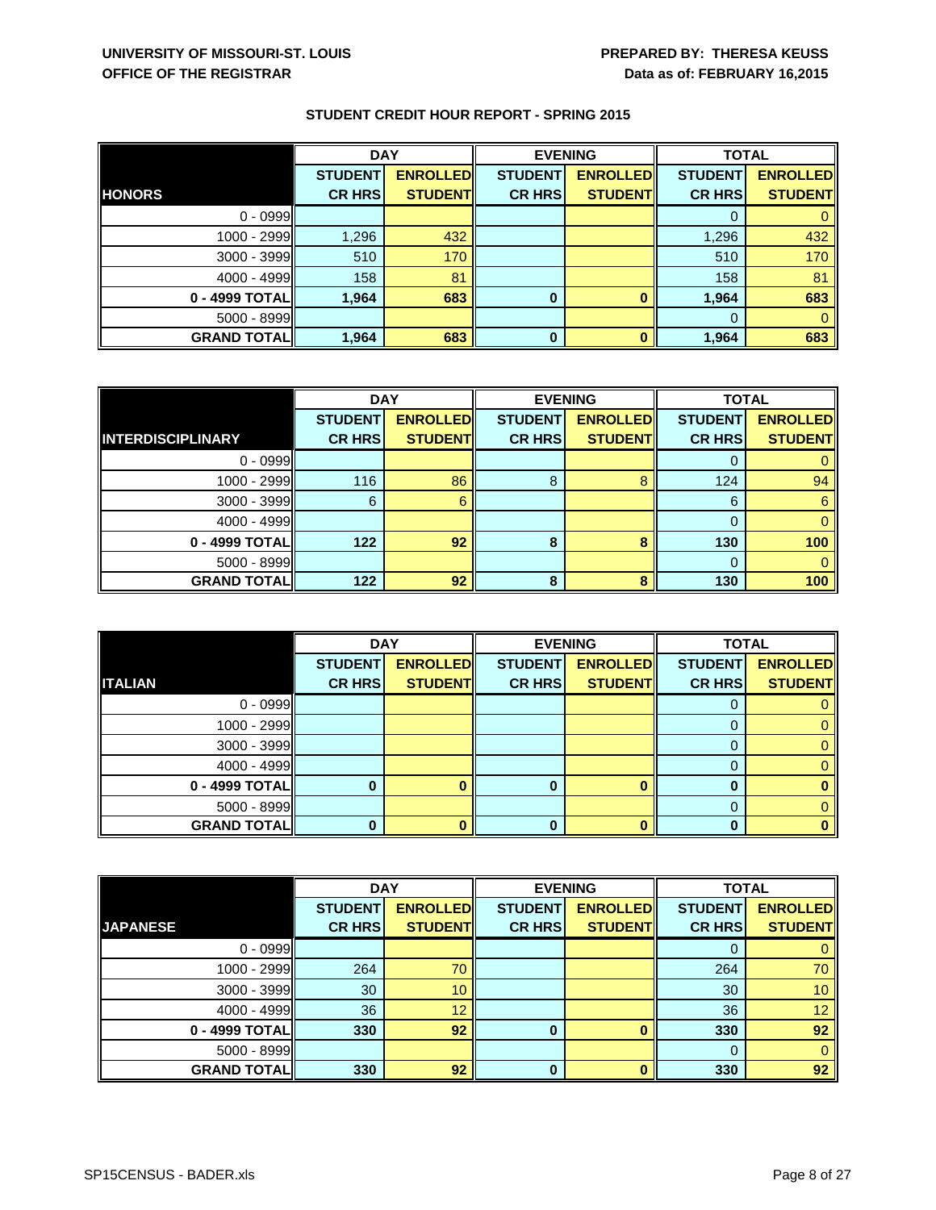UNIVERSITY OF MISSOURI-ST. LOUIS
OFFICE OF THE REGISTRAR

PREPARED BY: THERESA KEUSS
Data as of: FEBRUARY 16,2015

## STUDENT CREDIT HOUR REPORT - SPRING 2015

| | DAY | | EVENING | | TOTAL | |
|---|---|---|---|---|---|---|
| **HONORS** | **STUDENT CR HRS** | **ENROLLED STUDENT** | **STUDENT CR HRS** | **ENROLLED STUDENT** | **STUDENT CR HRS** | **ENROLLED STUDENT** |
| 0 - 0999 | | | | | 0 | 0 |
| 1000 - 2999 | 1,296 | 432 | | | 1,296 | 432 |
| 3000 - 3999 | 510 | 170 | | | 510 | 170 |
| 4000 - 4999 | 158 | 81 | | | 158 | 81 |
| **0 - 4999 TOTAL** | **1,964** | **683** | **0** | **0** | **1,964** | **683** |
| 5000 - 8999 | | | | | 0 | 0 |
| **GRAND TOTAL** | **1,964** | **683** | **0** | **0** | **1,964** | **683** |

| | DAY | | EVENING | | TOTAL | |
|---|---|---|---|---|---|---|
| **INTERDISCIPLINARY** | **STUDENT CR HRS** | **ENROLLED STUDENT** | **STUDENT CR HRS** | **ENROLLED STUDENT** | **STUDENT CR HRS** | **ENROLLED STUDENT** |
| 0 - 0999 | | | | | 0 | 0 |
| 1000 - 2999 | 116 | 86 | 8 | 8 | 124 | 94 |
| 3000 - 3999 | 6 | 6 | | | 6 | 6 |
| 4000 - 4999 | | | | | 0 | 0 |
| **0 - 4999 TOTAL** | **122** | **92** | **8** | **8** | **130** | **100** |
| 5000 - 8999 | | | | | 0 | 0 |
| **GRAND TOTAL** | **122** | **92** | **8** | **8** | **130** | **100** |

| | DAY | | EVENING | | TOTAL | |
|---|---|---|---|---|---|---|
| **ITALIAN** | **STUDENT CR HRS** | **ENROLLED STUDENT** | **STUDENT CR HRS** | **ENROLLED STUDENT** | **STUDENT CR HRS** | **ENROLLED STUDENT** |
| 0 - 0999 | | | | | 0 | 0 |
| 1000 - 2999 | | | | | 0 | 0 |
| 3000 - 3999 | | | | | 0 | 0 |
| 4000 - 4999 | | | | | 0 | 0 |
| **0 - 4999 TOTAL** | **0** | **0** | **0** | **0** | **0** | **0** |
| 5000 - 8999 | | | | | 0 | 0 |
| **GRAND TOTAL** | **0** | **0** | **0** | **0** | **0** | **0** |

| | DAY | | EVENING | | TOTAL | |
|---|---|---|---|---|---|---|
| **JAPANESE** | **STUDENT CR HRS** | **ENROLLED STUDENT** | **STUDENT CR HRS** | **ENROLLED STUDENT** | **STUDENT CR HRS** | **ENROLLED STUDENT** |
| 0 - 0999 | | | | | 0 | 0 |
| 1000 - 2999 | 264 | 70 | | | 264 | 70 |
| 3000 - 3999 | 30 | 10 | | | 30 | 10 |
| 4000 - 4999 | 36 | 12 | | | 36 | 12 |
| **0 - 4999 TOTAL** | **330** | **92** | **0** | **0** | **330** | **92** |
| 5000 - 8999 | | | | | 0 | 0 |
| **GRAND TOTAL** | **330** | **92** | **0** | **0** | **330** | **92** |

SP15CENSUS - BADER.xls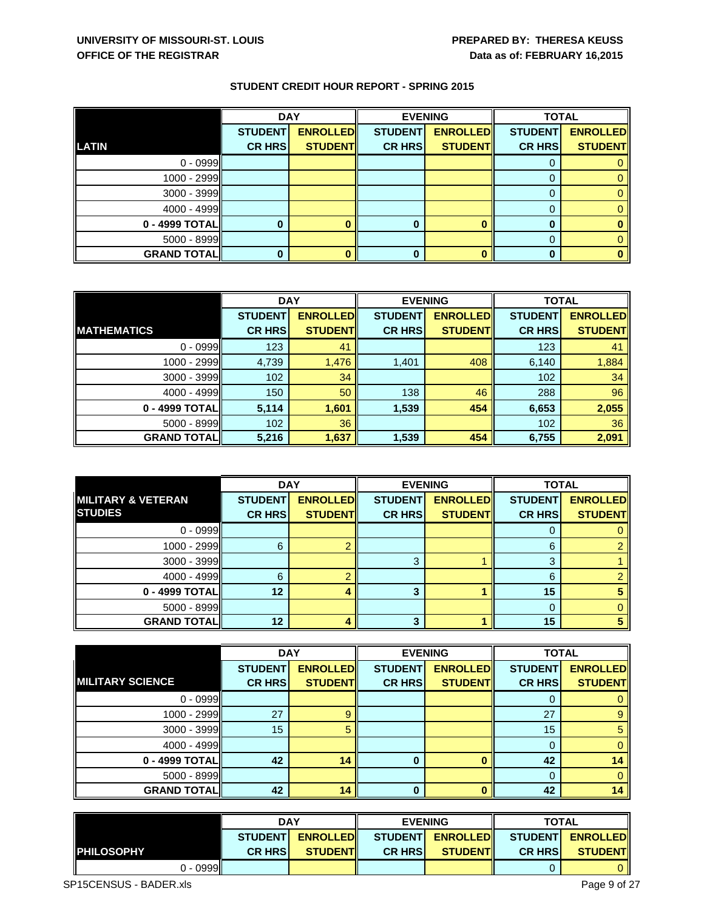**UNIVERSITY OF MISSOURI-ST. LOUIS**
**OFFICE OF THE REGISTRAR**

**PREPARED BY: THERESA KEUSS**
**Data as of: FEBRUARY 16,2015**

## STUDENT CREDIT HOUR REPORT - SPRING 2015

| | DAY | | EVENING | | TOTAL | |
|---|---|---|---|---|---|---|
| **LATIN** | **STUDENT CR HRS** | **ENROLLED STUDENT** | **STUDENT CR HRS** | **ENROLLED STUDENT** | **STUDENT CR HRS** | **ENROLLED STUDENT** |
| 0 - 0999 | | | | | 0 | 0 |
| 1000 - 2999 | | | | | 0 | 0 |
| 3000 - 3999 | | | | | 0 | 0 |
| 4000 - 4999 | | | | | 0 | 0 |
| **0 - 4999 TOTAL** | **0** | **0** | **0** | **0** | **0** | **0** |
| 5000 - 8999 | | | | | 0 | 0 |
| **GRAND TOTAL** | **0** | **0** | **0** | **0** | **0** | **0** |

| | DAY | | EVENING | | TOTAL | |
|---|---|---|---|---|---|---|
| **MATHEMATICS** | **STUDENT CR HRS** | **ENROLLED STUDENT** | **STUDENT CR HRS** | **ENROLLED STUDENT** | **STUDENT CR HRS** | **ENROLLED STUDENT** |
| 0 - 0999 | 123 | 41 | | | 123 | 41 |
| 1000 - 2999 | 4,739 | 1,476 | 1,401 | 408 | 6,140 | 1,884 |
| 3000 - 3999 | 102 | 34 | | | 102 | 34 |
| 4000 - 4999 | 150 | 50 | 138 | 46 | 288 | 96 |
| **0 - 4999 TOTAL** | **5,114** | **1,601** | **1,539** | **454** | **6,653** | **2,055** |
| 5000 - 8999 | 102 | 36 | | | 102 | 36 |
| **GRAND TOTAL** | **5,216** | **1,637** | **1,539** | **454** | **6,755** | **2,091** |

| | DAY | | EVENING | | TOTAL | |
|---|---|---|---|---|---|---|
| **MILITARY & VETERAN STUDIES** | **STUDENT CR HRS** | **ENROLLED STUDENT** | **STUDENT CR HRS** | **ENROLLED STUDENT** | **STUDENT CR HRS** | **ENROLLED STUDENT** |
| 0 - 0999 | | | | | 0 | 0 |
| 1000 - 2999 | 6 | 2 | | | 6 | 2 |
| 3000 - 3999 | | | 3 | 1 | 3 | 1 |
| 4000 - 4999 | 6 | 2 | | | 6 | 2 |
| **0 - 4999 TOTAL** | **12** | **4** | **3** | **1** | **15** | **5** |
| 5000 - 8999 | | | | | 0 | 0 |
| **GRAND TOTAL** | **12** | **4** | **3** | **1** | **15** | **5** |

| | DAY | | EVENING | | TOTAL | |
|---|---|---|---|---|---|---|
| **MILITARY SCIENCE** | **STUDENT CR HRS** | **ENROLLED STUDENT** | **STUDENT CR HRS** | **ENROLLED STUDENT** | **STUDENT CR HRS** | **ENROLLED STUDENT** |
| 0 - 0999 | | | | | 0 | 0 |
| 1000 - 2999 | 27 | 9 | | | 27 | 9 |
| 3000 - 3999 | 15 | 5 | | | 15 | 5 |
| 4000 - 4999 | | | | | 0 | 0 |
| **0 - 4999 TOTAL** | **42** | **14** | **0** | **0** | **42** | **14** |
| 5000 - 8999 | | | | | 0 | 0 |
| **GRAND TOTAL** | **42** | **14** | **0** | **0** | **42** | **14** |

| | DAY | | EVENING | | TOTAL | |
|---|---|---|---|---|---|---|
| **PHILOSOPHY** | **STUDENT CR HRS** | **ENROLLED STUDENT** | **STUDENT CR HRS** | **ENROLLED STUDENT** | **STUDENT CR HRS** | **ENROLLED STUDENT** |
| 0 - 0999 | | | | | 0 | 0 |

SP15CENSUS - BADER.xls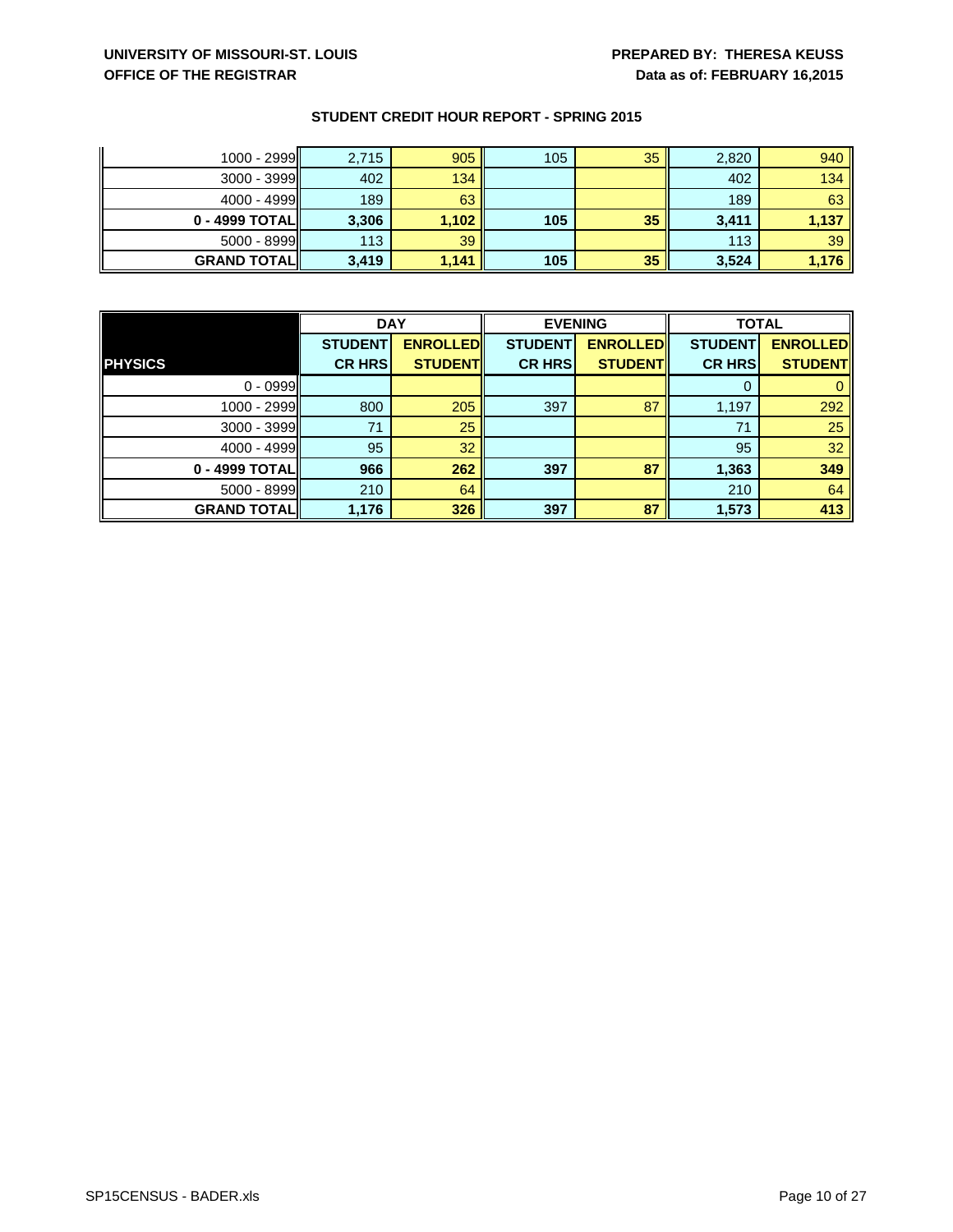**STUDENT CREDIT HOUR REPORT - SPRING 2015**

| | | | | | | |
|---|---|---|---|---|---|---|
| 1000 - 2999 | 2,715 | 905 | 105 | 35 | 2,820 | 940 |
| 3000 - 3999 | 402 | 134 | | | 402 | 134 |
| 4000 - 4999 | 189 | 63 | | | 189 | 63 |
| **0 - 4999 TOTAL** | **3,306** | **1,102** | **105** | **35** | **3,411** | **1,137** |
| 5000 - 8999 | 113 | 39 | | | 113 | 39 |
| **GRAND TOTAL** | **3,419** | **1,141** | **105** | **35** | **3,524** | **1,176** |

| | **DAY** | | **EVENING** | | **TOTAL** | |
|---|---|---|---|---|---|---|
| **PHYSICS** | **STUDENT CR HRS** | **ENROLLED STUDENT** | **STUDENT CR HRS** | **ENROLLED STUDENT** | **STUDENT CR HRS** | **ENROLLED STUDENT** |
| 0 - 0999 | | | | | 0 | 0 |
| 1000 - 2999 | 800 | 205 | 397 | 87 | 1,197 | 292 |
| 3000 - 3999 | 71 | 25 | | | 71 | 25 |
| 4000 - 4999 | 95 | 32 | | | 95 | 32 |
| **0 - 4999 TOTAL** | **966** | **262** | **397** | **87** | **1,363** | **349** |
| 5000 - 8999 | 210 | 64 | | | 210 | 64 |
| **GRAND TOTAL** | **1,176** | **326** | **397** | **87** | **1,573** | **413** |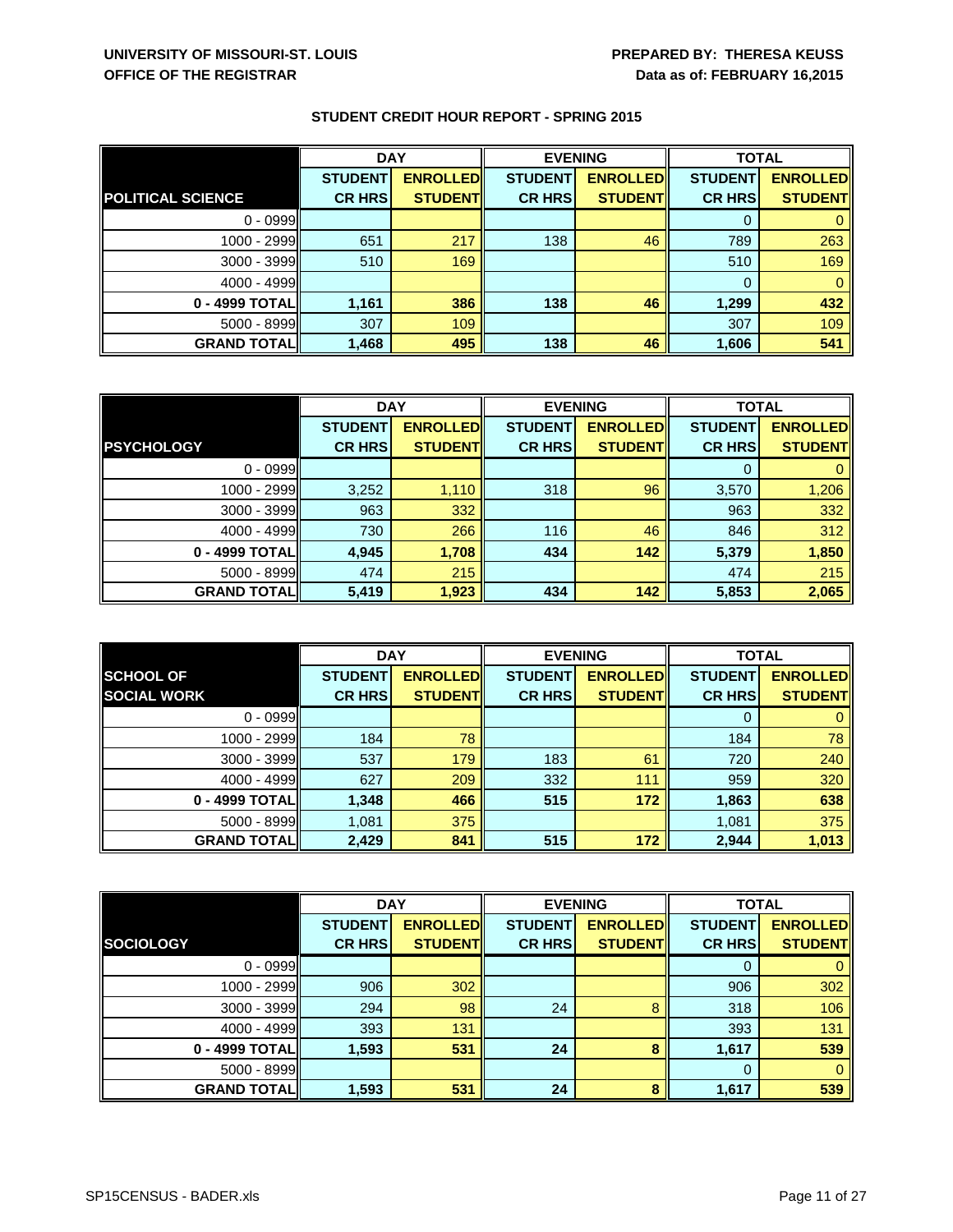**UNIVERSITY OF MISSOURI-ST. LOUIS**
**OFFICE OF THE REGISTRAR**

**PREPARED BY: THERESA KEUSS**
**Data as of: FEBRUARY 16,2015**

## STUDENT CREDIT HOUR REPORT - SPRING 2015

| | DAY | | EVENING | | TOTAL | |
|---|---|---|---|---|---|---|
| **POLITICAL SCIENCE** | **STUDENT CR HRS** | **ENROLLED STUDENT** | **STUDENT CR HRS** | **ENROLLED STUDENT** | **STUDENT CR HRS** | **ENROLLED STUDENT** |
| 0 - 0999 | | | | | 0 | 0 |
| 1000 - 2999 | 651 | 217 | 138 | 46 | 789 | 263 |
| 3000 - 3999 | 510 | 169 | | | 510 | 169 |
| 4000 - 4999 | | | | | 0 | 0 |
| **0 - 4999 TOTAL** | **1,161** | **386** | **138** | **46** | **1,299** | **432** |
| 5000 - 8999 | 307 | 109 | | | 307 | 109 |
| **GRAND TOTAL** | **1,468** | **495** | **138** | **46** | **1,606** | **541** |

| | DAY | | EVENING | | TOTAL | |
|---|---|---|---|---|---|---|
| **PSYCHOLOGY** | **STUDENT CR HRS** | **ENROLLED STUDENT** | **STUDENT CR HRS** | **ENROLLED STUDENT** | **STUDENT CR HRS** | **ENROLLED STUDENT** |
| 0 - 0999 | | | | | 0 | 0 |
| 1000 - 2999 | 3,252 | 1,110 | 318 | 96 | 3,570 | 1,206 |
| 3000 - 3999 | 963 | 332 | | | 963 | 332 |
| 4000 - 4999 | 730 | 266 | 116 | 46 | 846 | 312 |
| **0 - 4999 TOTAL** | **4,945** | **1,708** | **434** | **142** | **5,379** | **1,850** |
| 5000 - 8999 | 474 | 215 | | | 474 | 215 |
| **GRAND TOTAL** | **5,419** | **1,923** | **434** | **142** | **5,853** | **2,065** |

| | DAY | | EVENING | | TOTAL | |
|---|---|---|---|---|---|---|
| **SCHOOL OF SOCIAL WORK** | **STUDENT CR HRS** | **ENROLLED STUDENT** | **STUDENT CR HRS** | **ENROLLED STUDENT** | **STUDENT CR HRS** | **ENROLLED STUDENT** |
| 0 - 0999 | | | | | 0 | 0 |
| 1000 - 2999 | 184 | 78 | | | 184 | 78 |
| 3000 - 3999 | 537 | 179 | 183 | 61 | 720 | 240 |
| 4000 - 4999 | 627 | 209 | 332 | 111 | 959 | 320 |
| **0 - 4999 TOTAL** | **1,348** | **466** | **515** | **172** | **1,863** | **638** |
| 5000 - 8999 | 1,081 | 375 | | | 1,081 | 375 |
| **GRAND TOTAL** | **2,429** | **841** | **515** | **172** | **2,944** | **1,013** |

| | DAY | | EVENING | | TOTAL | |
|---|---|---|---|---|---|---|
| **SOCIOLOGY** | **STUDENT CR HRS** | **ENROLLED STUDENT** | **STUDENT CR HRS** | **ENROLLED STUDENT** | **STUDENT CR HRS** | **ENROLLED STUDENT** |
| 0 - 0999 | | | | | 0 | 0 |
| 1000 - 2999 | 906 | 302 | | | 906 | 302 |
| 3000 - 3999 | 294 | 98 | 24 | 8 | 318 | 106 |
| 4000 - 4999 | 393 | 131 | | | 393 | 131 |
| **0 - 4999 TOTAL** | **1,593** | **531** | **24** | **8** | **1,617** | **539** |
| 5000 - 8999 | | | | | 0 | 0 |
| **GRAND TOTAL** | **1,593** | **531** | **24** | **8** | **1,617** | **539** |

SP15CENSUS - BADER.xls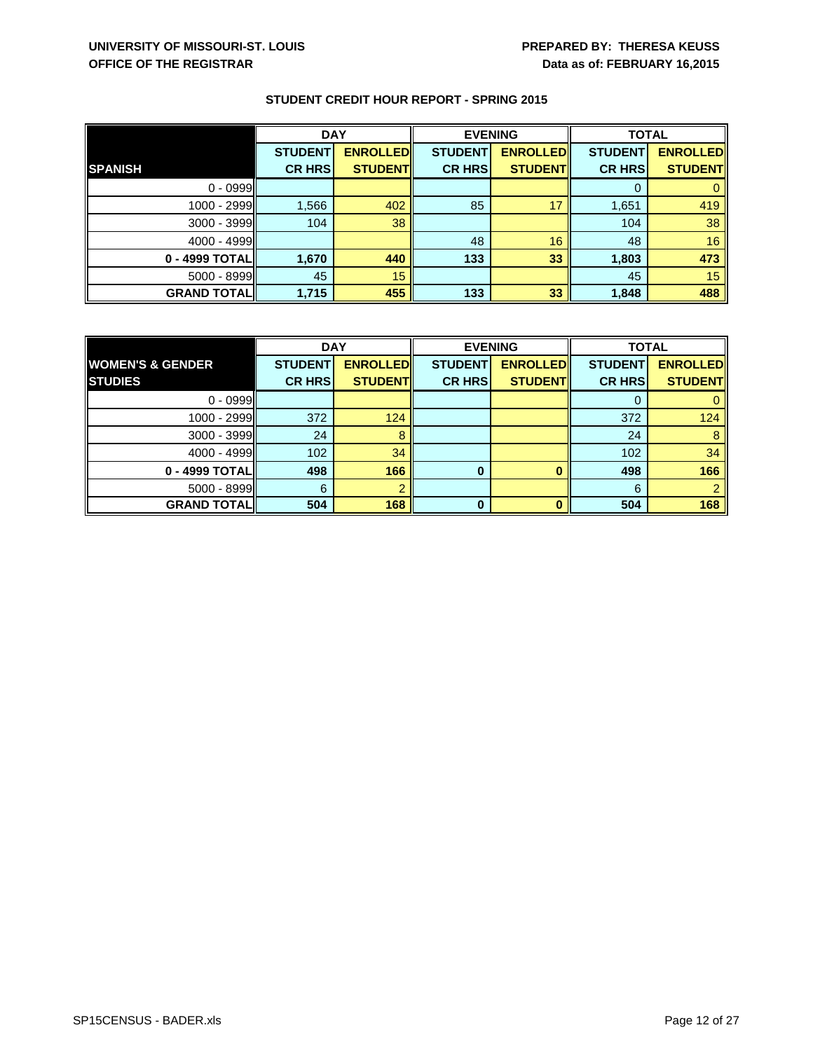UNIVERSITY OF MISSOURI-ST. LOUIS
OFFICE OF THE REGISTRAR

PREPARED BY: THERESA KEUSS
Data as of: FEBRUARY 16,2015

## STUDENT CREDIT HOUR REPORT - SPRING 2015

| | DAY | | EVENING | | TOTAL | |
|---|---|---|---|---|---|---|
| **SPANISH** | **STUDENT CR HRS** | **ENROLLED STUDENT** | **STUDENT CR HRS** | **ENROLLED STUDENT** | **STUDENT CR HRS** | **ENROLLED STUDENT** |
| 0 - 0999 | | | | | 0 | 0 |
| 1000 - 2999 | 1,566 | 402 | 85 | 17 | 1,651 | 419 |
| 3000 - 3999 | 104 | 38 | | | 104 | 38 |
| 4000 - 4999 | | | 48 | 16 | 48 | 16 |
| **0 - 4999 TOTAL** | **1,670** | **440** | **133** | **33** | **1,803** | **473** |
| 5000 - 8999 | 45 | 15 | | | 45 | 15 |
| **GRAND TOTAL** | **1,715** | **455** | **133** | **33** | **1,848** | **488** |

| | DAY | | EVENING | | TOTAL | |
|---|---|---|---|---|---|---|
| **WOMEN'S & GENDER STUDIES** | **STUDENT CR HRS** | **ENROLLED STUDENT** | **STUDENT CR HRS** | **ENROLLED STUDENT** | **STUDENT CR HRS** | **ENROLLED STUDENT** |
| 0 - 0999 | | | | | 0 | 0 |
| 1000 - 2999 | 372 | 124 | | | 372 | 124 |
| 3000 - 3999 | 24 | 8 | | | 24 | 8 |
| 4000 - 4999 | 102 | 34 | | | 102 | 34 |
| **0 - 4999 TOTAL** | **498** | **166** | **0** | **0** | **498** | **166** |
| 5000 - 8999 | 6 | 2 | | | 6 | 2 |
| **GRAND TOTAL** | **504** | **168** | **0** | **0** | **504** | **168** |

SP15CENSUS - BADER.xls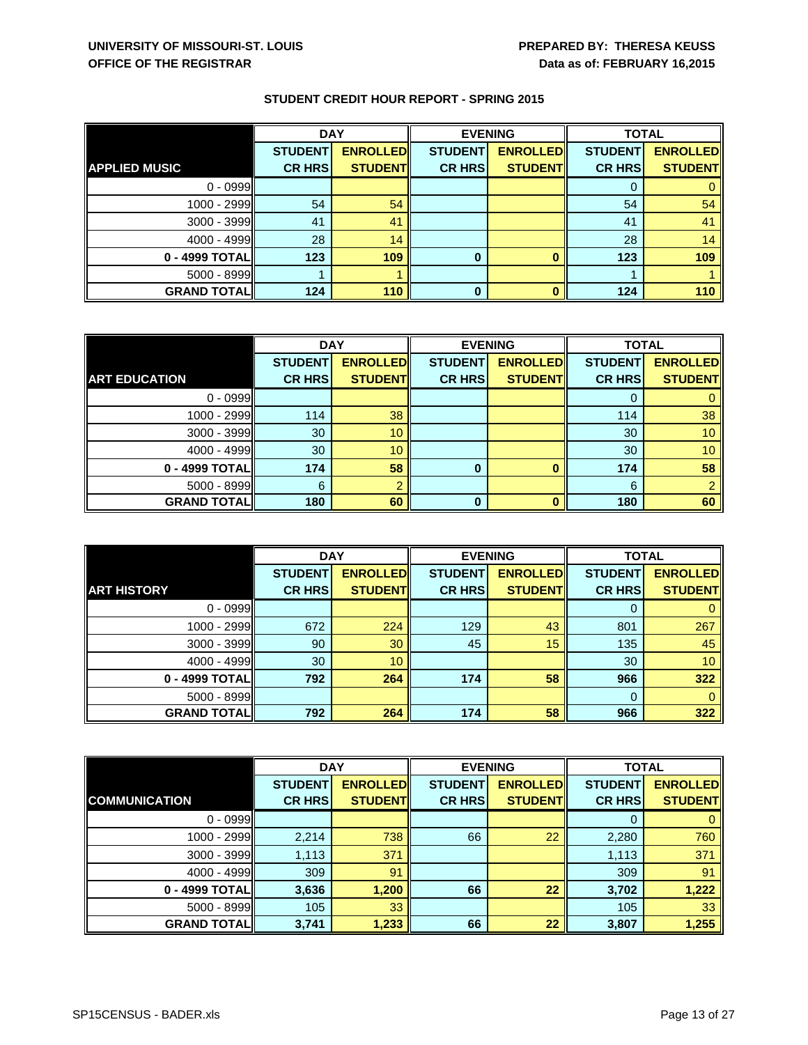**UNIVERSITY OF MISSOURI-ST. LOUIS**
**OFFICE OF THE REGISTRAR**

**PREPARED BY: THERESA KEUSS**
**Data as of: FEBRUARY 16,2015**

## STUDENT CREDIT HOUR REPORT - SPRING 2015

| | DAY | | EVENING | | TOTAL | |
|---|---|---|---|---|---|---|
| **APPLIED MUSIC** | **STUDENT CR HRS** | **ENROLLED STUDENT** | **STUDENT CR HRS** | **ENROLLED STUDENT** | **STUDENT CR HRS** | **ENROLLED STUDENT** |
| 0 - 0999 | | | | | 0 | 0 |
| 1000 - 2999 | 54 | 54 | | | 54 | 54 |
| 3000 - 3999 | 41 | 41 | | | 41 | 41 |
| 4000 - 4999 | 28 | 14 | | | 28 | 14 |
| **0 - 4999 TOTAL** | **123** | **109** | **0** | **0** | **123** | **109** |
| 5000 - 8999 | 1 | 1 | | | 1 | 1 |
| **GRAND TOTAL** | **124** | **110** | **0** | **0** | **124** | **110** |

| | DAY | | EVENING | | TOTAL | |
|---|---|---|---|---|---|---|
| **ART EDUCATION** | **STUDENT CR HRS** | **ENROLLED STUDENT** | **STUDENT CR HRS** | **ENROLLED STUDENT** | **STUDENT CR HRS** | **ENROLLED STUDENT** |
| 0 - 0999 | | | | | 0 | 0 |
| 1000 - 2999 | 114 | 38 | | | 114 | 38 |
| 3000 - 3999 | 30 | 10 | | | 30 | 10 |
| 4000 - 4999 | 30 | 10 | | | 30 | 10 |
| **0 - 4999 TOTAL** | **174** | **58** | **0** | **0** | **174** | **58** |
| 5000 - 8999 | 6 | 2 | | | 6 | 2 |
| **GRAND TOTAL** | **180** | **60** | **0** | **0** | **180** | **60** |

| | DAY | | EVENING | | TOTAL | |
|---|---|---|---|---|---|---|
| **ART HISTORY** | **STUDENT CR HRS** | **ENROLLED STUDENT** | **STUDENT CR HRS** | **ENROLLED STUDENT** | **STUDENT CR HRS** | **ENROLLED STUDENT** |
| 0 - 0999 | | | | | 0 | 0 |
| 1000 - 2999 | 672 | 224 | 129 | 43 | 801 | 267 |
| 3000 - 3999 | 90 | 30 | 45 | 15 | 135 | 45 |
| 4000 - 4999 | 30 | 10 | | | 30 | 10 |
| **0 - 4999 TOTAL** | **792** | **264** | **174** | **58** | **966** | **322** |
| 5000 - 8999 | | | | | 0 | 0 |
| **GRAND TOTAL** | **792** | **264** | **174** | **58** | **966** | **322** |

| | DAY | | EVENING | | TOTAL | |
|---|---|---|---|---|---|---|
| **COMMUNICATION** | **STUDENT CR HRS** | **ENROLLED STUDENT** | **STUDENT CR HRS** | **ENROLLED STUDENT** | **STUDENT CR HRS** | **ENROLLED STUDENT** |
| 0 - 0999 | | | | | 0 | 0 |
| 1000 - 2999 | 2,214 | 738 | 66 | 22 | 2,280 | 760 |
| 3000 - 3999 | 1,113 | 371 | | | 1,113 | 371 |
| 4000 - 4999 | 309 | 91 | | | 309 | 91 |
| **0 - 4999 TOTAL** | **3,636** | **1,200** | **66** | **22** | **3,702** | **1,222** |
| 5000 - 8999 | 105 | 33 | | | 105 | 33 |
| **GRAND TOTAL** | **3,741** | **1,233** | **66** | **22** | **3,807** | **1,255** |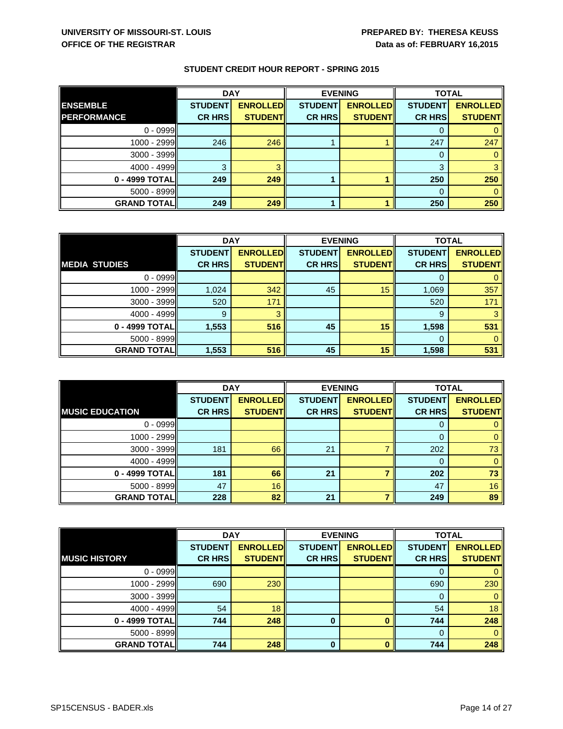UNIVERSITY OF MISSOURI-ST. LOUIS
OFFICE OF THE REGISTRAR

PREPARED BY: THERESA KEUSS
Data as of: FEBRUARY 16,2015

## STUDENT CREDIT HOUR REPORT - SPRING 2015

| | DAY | | EVENING | | TOTAL | |
|---|---|---|---|---|---|---|
| **ENSEMBLE PERFORMANCE** | **STUDENT CR HRS** | **ENROLLED STUDENT** | **STUDENT CR HRS** | **ENROLLED STUDENT** | **STUDENT CR HRS** | **ENROLLED STUDENT** |
| 0 - 0999 | | | | | 0 | 0 |
| 1000 - 2999 | 246 | 246 | 1 | 1 | 247 | 247 |
| 3000 - 3999 | | | | | 0 | 0 |
| 4000 - 4999 | 3 | 3 | | | 3 | 3 |
| **0 - 4999 TOTAL** | **249** | **249** | **1** | **1** | **250** | **250** |
| 5000 - 8999 | | | | | 0 | 0 |
| **GRAND TOTAL** | **249** | **249** | **1** | **1** | **250** | **250** |

| | DAY | | EVENING | | TOTAL | |
|---|---|---|---|---|---|---|
| **MEDIA STUDIES** | **STUDENT CR HRS** | **ENROLLED STUDENT** | **STUDENT CR HRS** | **ENROLLED STUDENT** | **STUDENT CR HRS** | **ENROLLED STUDENT** |
| 0 - 0999 | | | | | 0 | 0 |
| 1000 - 2999 | 1,024 | 342 | 45 | 15 | 1,069 | 357 |
| 3000 - 3999 | 520 | 171 | | | 520 | 171 |
| 4000 - 4999 | 9 | 3 | | | 9 | 3 |
| **0 - 4999 TOTAL** | **1,553** | **516** | **45** | **15** | **1,598** | **531** |
| 5000 - 8999 | | | | | 0 | 0 |
| **GRAND TOTAL** | **1,553** | **516** | **45** | **15** | **1,598** | **531** |

| | DAY | | EVENING | | TOTAL | |
|---|---|---|---|---|---|---|
| **MUSIC EDUCATION** | **STUDENT CR HRS** | **ENROLLED STUDENT** | **STUDENT CR HRS** | **ENROLLED STUDENT** | **STUDENT CR HRS** | **ENROLLED STUDENT** |
| 0 - 0999 | | | | | 0 | 0 |
| 1000 - 2999 | | | | | 0 | 0 |
| 3000 - 3999 | 181 | 66 | 21 | 7 | 202 | 73 |
| 4000 - 4999 | | | | | 0 | 0 |
| **0 - 4999 TOTAL** | **181** | **66** | **21** | **7** | **202** | **73** |
| 5000 - 8999 | 47 | 16 | | | 47 | 16 |
| **GRAND TOTAL** | **228** | **82** | **21** | **7** | **249** | **89** |

| | DAY | | EVENING | | TOTAL | |
|---|---|---|---|---|---|---|
| **MUSIC HISTORY** | **STUDENT CR HRS** | **ENROLLED STUDENT** | **STUDENT CR HRS** | **ENROLLED STUDENT** | **STUDENT CR HRS** | **ENROLLED STUDENT** |
| 0 - 0999 | | | | | 0 | 0 |
| 1000 - 2999 | 690 | 230 | | | 690 | 230 |
| 3000 - 3999 | | | | | 0 | 0 |
| 4000 - 4999 | 54 | 18 | | | 54 | 18 |
| **0 - 4999 TOTAL** | **744** | **248** | **0** | **0** | **744** | **248** |
| 5000 - 8999 | | | | | 0 | 0 |
| **GRAND TOTAL** | **744** | **248** | **0** | **0** | **744** | **248** |

SP15CENSUS - BADER.xls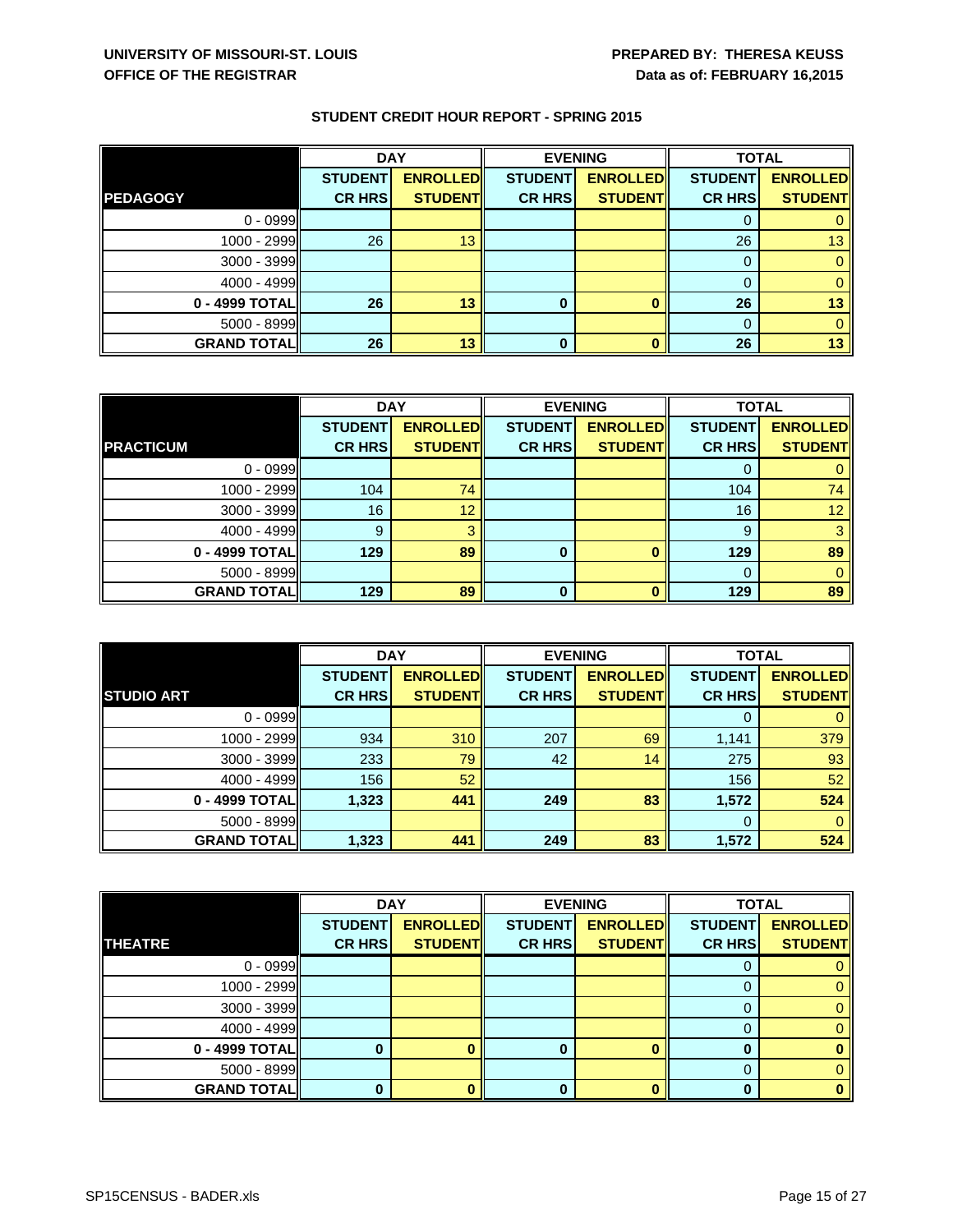UNIVERSITY OF MISSOURI-ST. LOUIS
OFFICE OF THE REGISTRAR

PREPARED BY: THERESA KEUSS
Data as of: FEBRUARY 16,2015

## STUDENT CREDIT HOUR REPORT - SPRING 2015

| | DAY | | EVENING | | TOTAL | |
|---|---|---|---|---|---|---|
| **PEDAGOGY** | **STUDENT CR HRS** | **ENROLLED STUDENT** | **STUDENT CR HRS** | **ENROLLED STUDENT** | **STUDENT CR HRS** | **ENROLLED STUDENT** |
| 0 - 0999 | | | | | 0 | 0 |
| 1000 - 2999 | 26 | 13 | | | 26 | 13 |
| 3000 - 3999 | | | | | 0 | 0 |
| 4000 - 4999 | | | | | 0 | 0 |
| **0 - 4999 TOTAL** | **26** | **13** | **0** | **0** | **26** | **13** |
| 5000 - 8999 | | | | | 0 | 0 |
| **GRAND TOTAL** | **26** | **13** | **0** | **0** | **26** | **13** |

| | DAY | | EVENING | | TOTAL | |
|---|---|---|---|---|---|---|
| **PRACTICUM** | **STUDENT CR HRS** | **ENROLLED STUDENT** | **STUDENT CR HRS** | **ENROLLED STUDENT** | **STUDENT CR HRS** | **ENROLLED STUDENT** |
| 0 - 0999 | | | | | 0 | 0 |
| 1000 - 2999 | 104 | 74 | | | 104 | 74 |
| 3000 - 3999 | 16 | 12 | | | 16 | 12 |
| 4000 - 4999 | 9 | 3 | | | 9 | 3 |
| **0 - 4999 TOTAL** | **129** | **89** | **0** | **0** | **129** | **89** |
| 5000 - 8999 | | | | | 0 | 0 |
| **GRAND TOTAL** | **129** | **89** | **0** | **0** | **129** | **89** |

| | DAY | | EVENING | | TOTAL | |
|---|---|---|---|---|---|---|
| **STUDIO ART** | **STUDENT CR HRS** | **ENROLLED STUDENT** | **STUDENT CR HRS** | **ENROLLED STUDENT** | **STUDENT CR HRS** | **ENROLLED STUDENT** |
| 0 - 0999 | | | | | 0 | 0 |
| 1000 - 2999 | 934 | 310 | 207 | 69 | 1,141 | 379 |
| 3000 - 3999 | 233 | 79 | 42 | 14 | 275 | 93 |
| 4000 - 4999 | 156 | 52 | | | 156 | 52 |
| **0 - 4999 TOTAL** | **1,323** | **441** | **249** | **83** | **1,572** | **524** |
| 5000 - 8999 | | | | | 0 | 0 |
| **GRAND TOTAL** | **1,323** | **441** | **249** | **83** | **1,572** | **524** |

| | DAY | | EVENING | | TOTAL | |
|---|---|---|---|---|---|---|
| **THEATRE** | **STUDENT CR HRS** | **ENROLLED STUDENT** | **STUDENT CR HRS** | **ENROLLED STUDENT** | **STUDENT CR HRS** | **ENROLLED STUDENT** |
| 0 - 0999 | | | | | 0 | 0 |
| 1000 - 2999 | | | | | 0 | 0 |
| 3000 - 3999 | | | | | 0 | 0 |
| 4000 - 4999 | | | | | 0 | 0 |
| **0 - 4999 TOTAL** | **0** | **0** | **0** | **0** | **0** | **0** |
| 5000 - 8999 | | | | | 0 | 0 |
| **GRAND TOTAL** | **0** | **0** | **0** | **0** | **0** | **0** |

SP15CENSUS - BADER.xls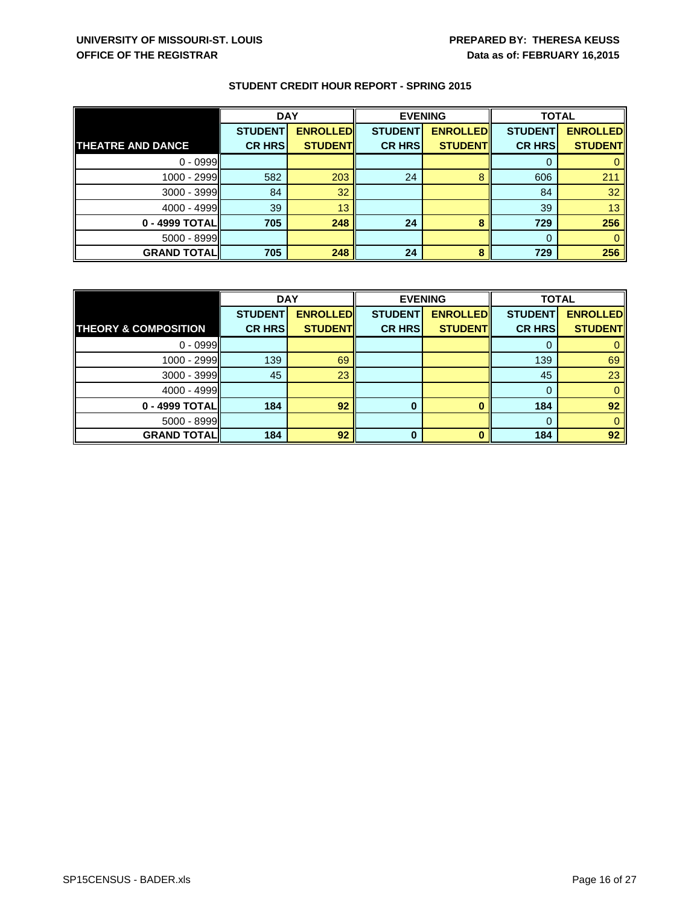UNIVERSITY OF MISSOURI-ST. LOUIS
OFFICE OF THE REGISTRAR

PREPARED BY: THERESA KEUSS
Data as of: FEBRUARY 16,2015

## STUDENT CREDIT HOUR REPORT - SPRING 2015

| | DAY | | EVENING | | TOTAL | |
|---|---|---|---|---|---|---|
| **THEATRE AND DANCE** | **STUDENT CR HRS** | **ENROLLED STUDENT** | **STUDENT CR HRS** | **ENROLLED STUDENT** | **STUDENT CR HRS** | **ENROLLED STUDENT** |
| 0 - 0999 | | | | | 0 | 0 |
| 1000 - 2999 | 582 | 203 | 24 | 8 | 606 | 211 |
| 3000 - 3999 | 84 | 32 | | | 84 | 32 |
| 4000 - 4999 | 39 | 13 | | | 39 | 13 |
| **0 - 4999 TOTAL** | **705** | **248** | **24** | **8** | **729** | **256** |
| 5000 - 8999 | | | | | 0 | 0 |
| **GRAND TOTAL** | **705** | **248** | **24** | **8** | **729** | **256** |

| | DAY | | EVENING | | TOTAL | |
|---|---|---|---|---|---|---|
| **THEORY & COMPOSITION** | **STUDENT CR HRS** | **ENROLLED STUDENT** | **STUDENT CR HRS** | **ENROLLED STUDENT** | **STUDENT CR HRS** | **ENROLLED STUDENT** |
| 0 - 0999 | | | | | 0 | 0 |
| 1000 - 2999 | 139 | 69 | | | 139 | 69 |
| 3000 - 3999 | 45 | 23 | | | 45 | 23 |
| 4000 - 4999 | | | | | 0 | 0 |
| **0 - 4999 TOTAL** | **184** | **92** | **0** | **0** | **184** | **92** |
| 5000 - 8999 | | | | | 0 | 0 |
| **GRAND TOTAL** | **184** | **92** | **0** | **0** | **184** | **92** |

SP15CENSUS - BADER.xls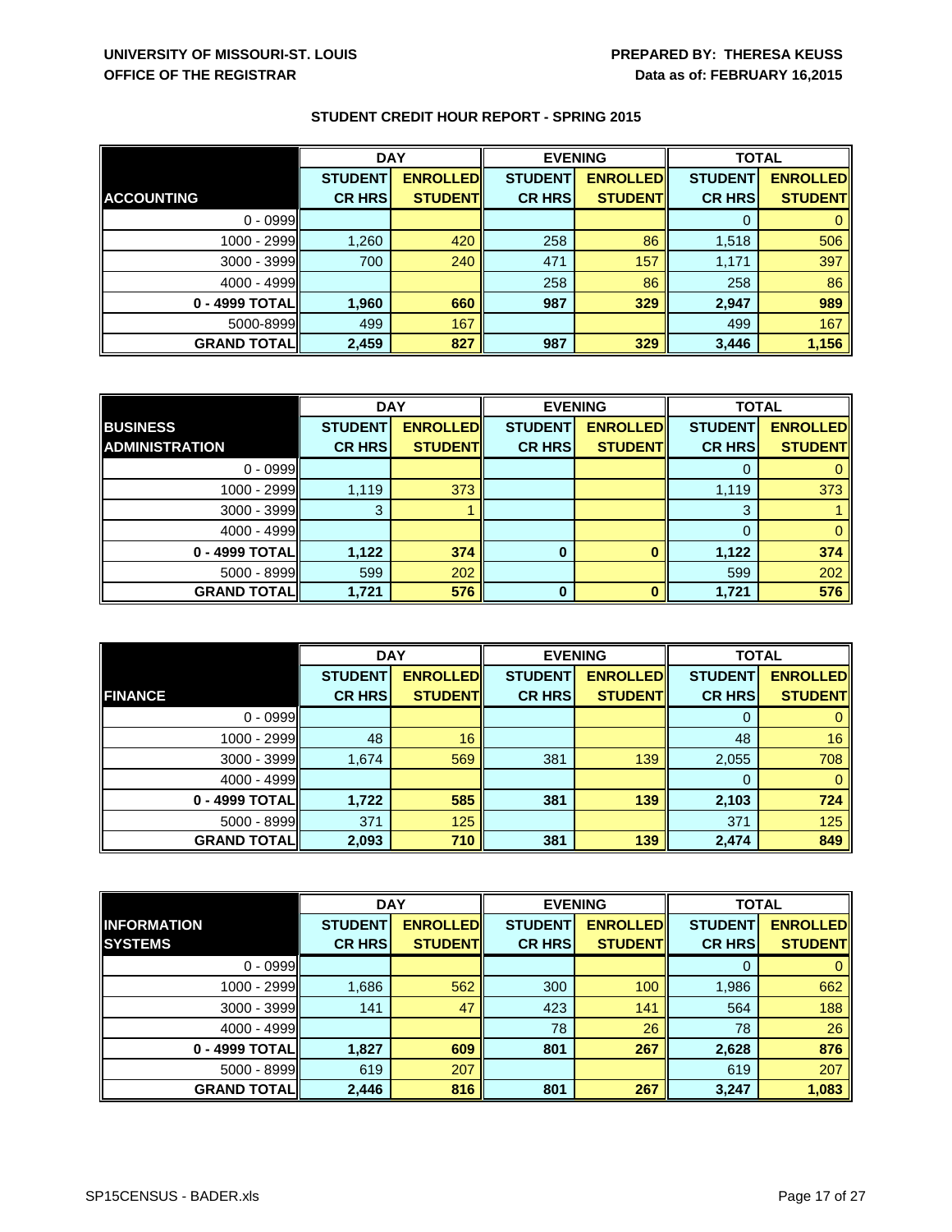**UNIVERSITY OF MISSOURI-ST. LOUIS**
**OFFICE OF THE REGISTRAR**

**PREPARED BY: THERESA KEUSS**
**Data as of: FEBRUARY 16,2015**

## STUDENT CREDIT HOUR REPORT - SPRING 2015

| | DAY | | EVENING | | TOTAL | |
|---|---|---|---|---|---|---|
| **ACCOUNTING** | **STUDENT CR HRS** | **ENROLLED STUDENT** | **STUDENT CR HRS** | **ENROLLED STUDENT** | **STUDENT CR HRS** | **ENROLLED STUDENT** |
| 0 - 0999 | | | | | 0 | 0 |
| 1000 - 2999 | 1,260 | 420 | 258 | 86 | 1,518 | 506 |
| 3000 - 3999 | 700 | 240 | 471 | 157 | 1,171 | 397 |
| 4000 - 4999 | | | 258 | 86 | 258 | 86 |
| **0 - 4999 TOTAL** | **1,960** | **660** | **987** | **329** | **2,947** | **989** |
| 5000-8999 | 499 | 167 | | | 499 | 167 |
| **GRAND TOTAL** | **2,459** | **827** | **987** | **329** | **3,446** | **1,156** |

| | DAY | | EVENING | | TOTAL | |
|---|---|---|---|---|---|---|
| **BUSINESS ADMINISTRATION** | **STUDENT CR HRS** | **ENROLLED STUDENT** | **STUDENT CR HRS** | **ENROLLED STUDENT** | **STUDENT CR HRS** | **ENROLLED STUDENT** |
| 0 - 0999 | | | | | 0 | 0 |
| 1000 - 2999 | 1,119 | 373 | | | 1,119 | 373 |
| 3000 - 3999 | 3 | 1 | | | 3 | 1 |
| 4000 - 4999 | | | | | 0 | 0 |
| **0 - 4999 TOTAL** | **1,122** | **374** | **0** | **0** | **1,122** | **374** |
| 5000 - 8999 | 599 | 202 | | | 599 | 202 |
| **GRAND TOTAL** | **1,721** | **576** | **0** | **0** | **1,721** | **576** |

| | DAY | | EVENING | | TOTAL | |
|---|---|---|---|---|---|---|
| **FINANCE** | **STUDENT CR HRS** | **ENROLLED STUDENT** | **STUDENT CR HRS** | **ENROLLED STUDENT** | **STUDENT CR HRS** | **ENROLLED STUDENT** |
| 0 - 0999 | | | | | 0 | 0 |
| 1000 - 2999 | 48 | 16 | | | 48 | 16 |
| 3000 - 3999 | 1,674 | 569 | 381 | 139 | 2,055 | 708 |
| 4000 - 4999 | | | | | 0 | 0 |
| **0 - 4999 TOTAL** | **1,722** | **585** | **381** | **139** | **2,103** | **724** |
| 5000 - 8999 | 371 | 125 | | | 371 | 125 |
| **GRAND TOTAL** | **2,093** | **710** | **381** | **139** | **2,474** | **849** |

| | DAY | | EVENING | | TOTAL | |
|---|---|---|---|---|---|---|
| **INFORMATION SYSTEMS** | **STUDENT CR HRS** | **ENROLLED STUDENT** | **STUDENT CR HRS** | **ENROLLED STUDENT** | **STUDENT CR HRS** | **ENROLLED STUDENT** |
| 0 - 0999 | | | | | 0 | 0 |
| 1000 - 2999 | 1,686 | 562 | 300 | 100 | 1,986 | 662 |
| 3000 - 3999 | 141 | 47 | 423 | 141 | 564 | 188 |
| 4000 - 4999 | | | 78 | 26 | 78 | 26 |
| **0 - 4999 TOTAL** | **1,827** | **609** | **801** | **267** | **2,628** | **876** |
| 5000 - 8999 | 619 | 207 | | | 619 | 207 |
| **GRAND TOTAL** | **2,446** | **816** | **801** | **267** | **3,247** | **1,083** |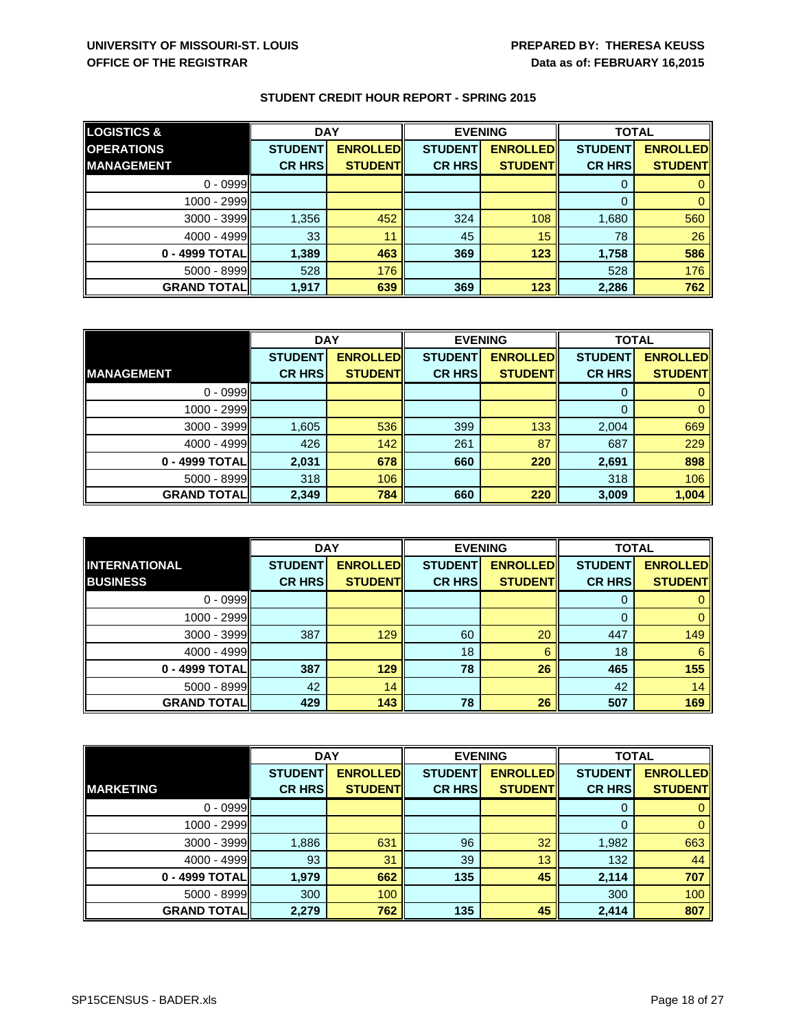**UNIVERSITY OF MISSOURI-ST. LOUIS**
**OFFICE OF THE REGISTRAR**

**PREPARED BY: THERESA KEUSS**
**Data as of: FEBRUARY 16,2015**

## STUDENT CREDIT HOUR REPORT - SPRING 2015

| LOGISTICS & OPERATIONS MANAGEMENT | DAY | | EVENING | | TOTAL | |
|---|---|---|---|---|---|---|
| | STUDENT CR HRS | ENROLLED STUDENT | STUDENT CR HRS | ENROLLED STUDENT | STUDENT CR HRS | ENROLLED STUDENT |
| 0 - 0999 | | | | | 0 | 0 |
| 1000 - 2999 | | | | | 0 | 0 |
| 3000 - 3999 | 1,356 | 452 | 324 | 108 | 1,680 | 560 |
| 4000 - 4999 | 33 | 11 | 45 | 15 | 78 | 26 |
| **0 - 4999 TOTAL** | **1,389** | **463** | **369** | **123** | **1,758** | **586** |
| 5000 - 8999 | 528 | 176 | | | 528 | 176 |
| **GRAND TOTAL** | **1,917** | **639** | **369** | **123** | **2,286** | **762** |

| MANAGEMENT | DAY | | EVENING | | TOTAL | |
|---|---|---|---|---|---|---|
| | STUDENT CR HRS | ENROLLED STUDENT | STUDENT CR HRS | ENROLLED STUDENT | STUDENT CR HRS | ENROLLED STUDENT |
| 0 - 0999 | | | | | 0 | 0 |
| 1000 - 2999 | | | | | 0 | 0 |
| 3000 - 3999 | 1,605 | 536 | 399 | 133 | 2,004 | 669 |
| 4000 - 4999 | 426 | 142 | 261 | 87 | 687 | 229 |
| **0 - 4999 TOTAL** | **2,031** | **678** | **660** | **220** | **2,691** | **898** |
| 5000 - 8999 | 318 | 106 | | | 318 | 106 |
| **GRAND TOTAL** | **2,349** | **784** | **660** | **220** | **3,009** | **1,004** |

| INTERNATIONAL BUSINESS | DAY | | EVENING | | TOTAL | |
|---|---|---|---|---|---|---|
| | STUDENT CR HRS | ENROLLED STUDENT | STUDENT CR HRS | ENROLLED STUDENT | STUDENT CR HRS | ENROLLED STUDENT |
| 0 - 0999 | | | | | 0 | 0 |
| 1000 - 2999 | | | | | 0 | 0 |
| 3000 - 3999 | 387 | 129 | 60 | 20 | 447 | 149 |
| 4000 - 4999 | | | 18 | 6 | 18 | 6 |
| **0 - 4999 TOTAL** | **387** | **129** | **78** | **26** | **465** | **155** |
| 5000 - 8999 | 42 | 14 | | | 42 | 14 |
| **GRAND TOTAL** | **429** | **143** | **78** | **26** | **507** | **169** |

| MARKETING | DAY | | EVENING | | TOTAL | |
|---|---|---|---|---|---|---|
| | STUDENT CR HRS | ENROLLED STUDENT | STUDENT CR HRS | ENROLLED STUDENT | STUDENT CR HRS | ENROLLED STUDENT |
| 0 - 0999 | | | | | 0 | 0 |
| 1000 - 2999 | | | | | 0 | 0 |
| 3000 - 3999 | 1,886 | 631 | 96 | 32 | 1,982 | 663 |
| 4000 - 4999 | 93 | 31 | 39 | 13 | 132 | 44 |
| **0 - 4999 TOTAL** | **1,979** | **662** | **135** | **45** | **2,114** | **707** |
| 5000 - 8999 | 300 | 100 | | | 300 | 100 |
| **GRAND TOTAL** | **2,279** | **762** | **135** | **45** | **2,414** | **807** |

SP15CENSUS - BADER.xls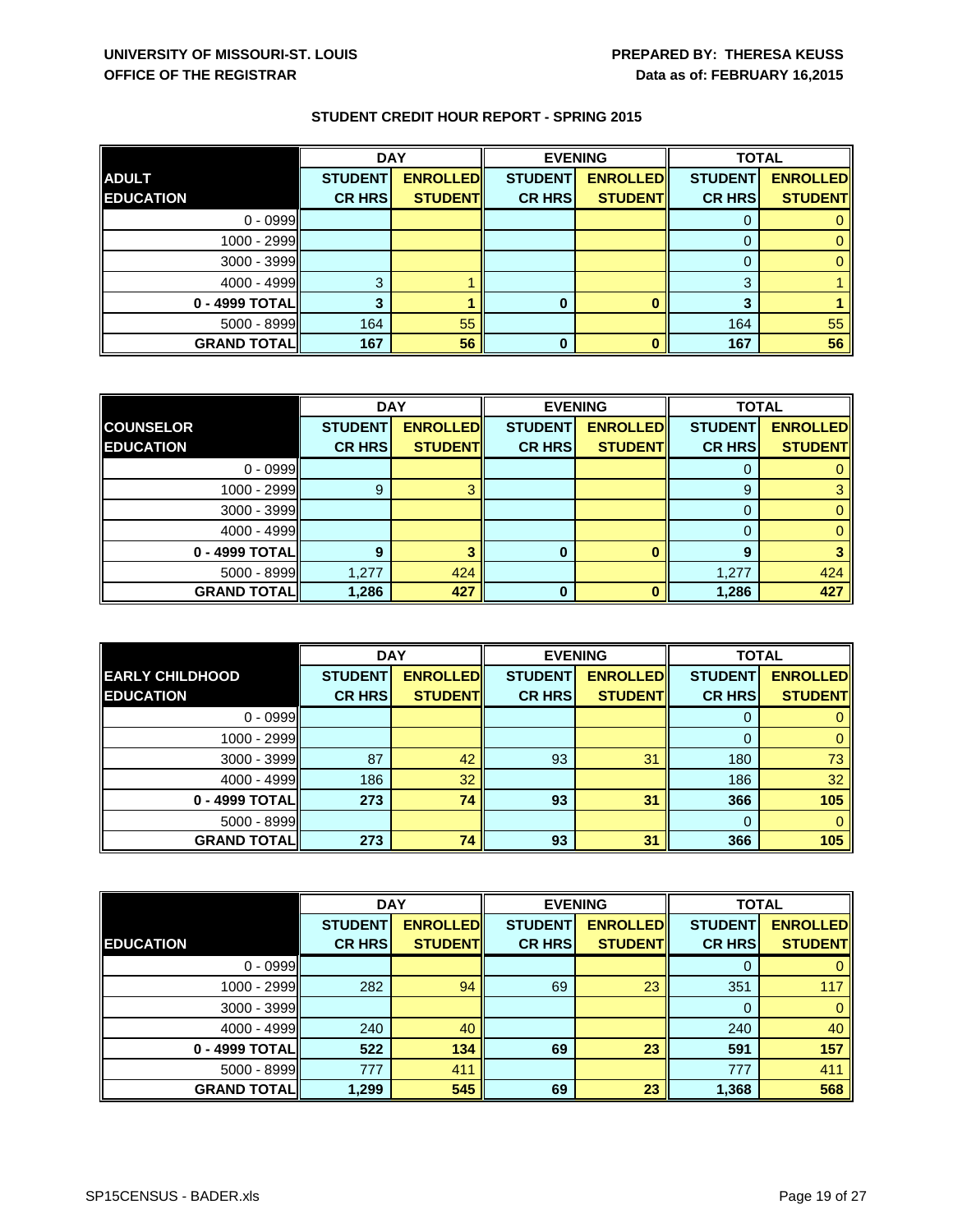UNIVERSITY OF MISSOURI-ST. LOUIS
OFFICE OF THE REGISTRAR

PREPARED BY: THERESA KEUSS
Data as of: FEBRUARY 16,2015

## STUDENT CREDIT HOUR REPORT - SPRING 2015

| ADULT EDUCATION | DAY | | EVENING | | TOTAL | |
|---|---|---|---|---|---|---|
| | STUDENT CR HRS | ENROLLED STUDENT | STUDENT CR HRS | ENROLLED STUDENT | STUDENT CR HRS | ENROLLED STUDENT |
| 0 - 0999 | | | | | 0 | 0 |
| 1000 - 2999 | | | | | 0 | 0 |
| 3000 - 3999 | | | | | 0 | 0 |
| 4000 - 4999 | 3 | 1 | | | 3 | 1 |
| **0 - 4999 TOTAL** | **3** | **1** | **0** | **0** | **3** | **1** |
| 5000 - 8999 | 164 | 55 | | | 164 | 55 |
| **GRAND TOTAL** | **167** | **56** | **0** | **0** | **167** | **56** |

| COUNSELOR EDUCATION | DAY | | EVENING | | TOTAL | |
|---|---|---|---|---|---|---|
| | STUDENT CR HRS | ENROLLED STUDENT | STUDENT CR HRS | ENROLLED STUDENT | STUDENT CR HRS | ENROLLED STUDENT |
| 0 - 0999 | | | | | 0 | 0 |
| 1000 - 2999 | 9 | 3 | | | 9 | 3 |
| 3000 - 3999 | | | | | 0 | 0 |
| 4000 - 4999 | | | | | 0 | 0 |
| **0 - 4999 TOTAL** | **9** | **3** | **0** | **0** | **9** | **3** |
| 5000 - 8999 | 1,277 | 424 | | | 1,277 | 424 |
| **GRAND TOTAL** | **1,286** | **427** | **0** | **0** | **1,286** | **427** |

| EARLY CHILDHOOD EDUCATION | DAY | | EVENING | | TOTAL | |
|---|---|---|---|---|---|---|
| | STUDENT CR HRS | ENROLLED STUDENT | STUDENT CR HRS | ENROLLED STUDENT | STUDENT CR HRS | ENROLLED STUDENT |
| 0 - 0999 | | | | | 0 | 0 |
| 1000 - 2999 | | | | | 0 | 0 |
| 3000 - 3999 | 87 | 42 | 93 | 31 | 180 | 73 |
| 4000 - 4999 | 186 | 32 | | | 186 | 32 |
| **0 - 4999 TOTAL** | **273** | **74** | **93** | **31** | **366** | **105** |
| 5000 - 8999 | | | | | 0 | 0 |
| **GRAND TOTAL** | **273** | **74** | **93** | **31** | **366** | **105** |

| EDUCATION | DAY | | EVENING | | TOTAL | |
|---|---|---|---|---|---|---|
| | STUDENT CR HRS | ENROLLED STUDENT | STUDENT CR HRS | ENROLLED STUDENT | STUDENT CR HRS | ENROLLED STUDENT |
| 0 - 0999 | | | | | 0 | 0 |
| 1000 - 2999 | 282 | 94 | 69 | 23 | 351 | 117 |
| 3000 - 3999 | | | | | 0 | 0 |
| 4000 - 4999 | 240 | 40 | | | 240 | 40 |
| **0 - 4999 TOTAL** | **522** | **134** | **69** | **23** | **591** | **157** |
| 5000 - 8999 | 777 | 411 | | | 777 | 411 |
| **GRAND TOTAL** | **1,299** | **545** | **69** | **23** | **1,368** | **568** |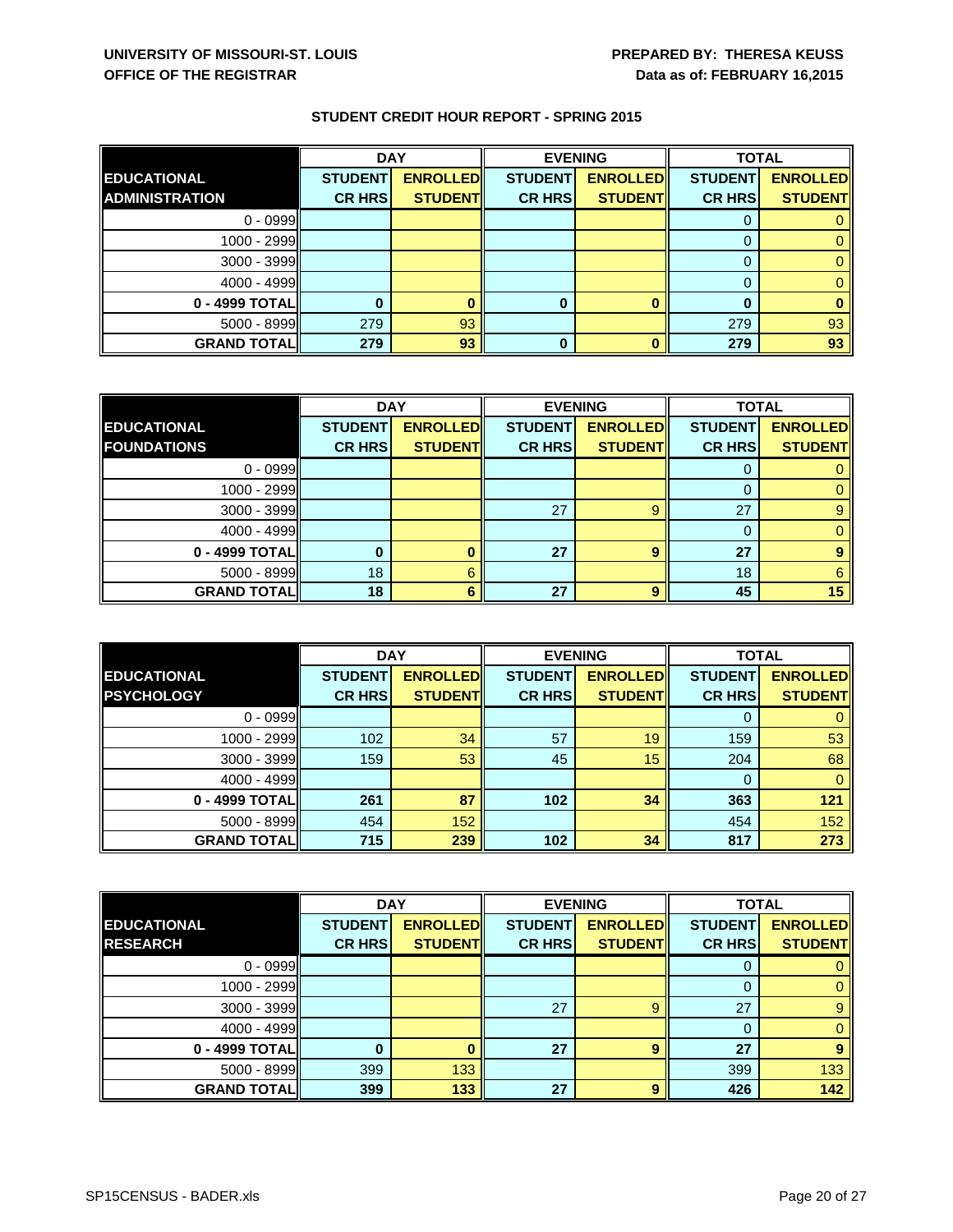**UNIVERSITY OF MISSOURI-ST. LOUIS**
**OFFICE OF THE REGISTRAR**

**PREPARED BY: THERESA KEUSS**
**Data as of: FEBRUARY 16,2015**

## STUDENT CREDIT HOUR REPORT - SPRING 2015

| | DAY | | EVENING | | TOTAL | |
|---|---|---|---|---|---|---|
| **EDUCATIONAL ADMINISTRATION** | **STUDENT CR HRS** | **ENROLLED STUDENT** | **STUDENT CR HRS** | **ENROLLED STUDENT** | **STUDENT CR HRS** | **ENROLLED STUDENT** |
| 0 - 0999 | | | | | 0 | 0 |
| 1000 - 2999 | | | | | 0 | 0 |
| 3000 - 3999 | | | | | 0 | 0 |
| 4000 - 4999 | | | | | 0 | 0 |
| **0 - 4999 TOTAL** | **0** | **0** | **0** | **0** | **0** | **0** |
| 5000 - 8999 | 279 | 93 | | | 279 | 93 |
| **GRAND TOTAL** | **279** | **93** | **0** | **0** | **279** | **93** |

| | DAY | | EVENING | | TOTAL | |
|---|---|---|---|---|---|---|
| **EDUCATIONAL FOUNDATIONS** | **STUDENT CR HRS** | **ENROLLED STUDENT** | **STUDENT CR HRS** | **ENROLLED STUDENT** | **STUDENT CR HRS** | **ENROLLED STUDENT** |
| 0 - 0999 | | | | | 0 | 0 |
| 1000 - 2999 | | | | | 0 | 0 |
| 3000 - 3999 | | | 27 | 9 | 27 | 9 |
| 4000 - 4999 | | | | | 0 | 0 |
| **0 - 4999 TOTAL** | **0** | **0** | **27** | **9** | **27** | **9** |
| 5000 - 8999 | 18 | 6 | | | 18 | 6 |
| **GRAND TOTAL** | **18** | **6** | **27** | **9** | **45** | **15** |

| | DAY | | EVENING | | TOTAL | |
|---|---|---|---|---|---|---|
| **EDUCATIONAL PSYCHOLOGY** | **STUDENT CR HRS** | **ENROLLED STUDENT** | **STUDENT CR HRS** | **ENROLLED STUDENT** | **STUDENT CR HRS** | **ENROLLED STUDENT** |
| 0 - 0999 | | | | | 0 | 0 |
| 1000 - 2999 | 102 | 34 | 57 | 19 | 159 | 53 |
| 3000 - 3999 | 159 | 53 | 45 | 15 | 204 | 68 |
| 4000 - 4999 | | | | | 0 | 0 |
| **0 - 4999 TOTAL** | **261** | **87** | **102** | **34** | **363** | **121** |
| 5000 - 8999 | 454 | 152 | | | 454 | 152 |
| **GRAND TOTAL** | **715** | **239** | **102** | **34** | **817** | **273** |

| | DAY | | EVENING | | TOTAL | |
|---|---|---|---|---|---|---|
| **EDUCATIONAL RESEARCH** | **STUDENT CR HRS** | **ENROLLED STUDENT** | **STUDENT CR HRS** | **ENROLLED STUDENT** | **STUDENT CR HRS** | **ENROLLED STUDENT** |
| 0 - 0999 | | | | | 0 | 0 |
| 1000 - 2999 | | | | | 0 | 0 |
| 3000 - 3999 | | | 27 | 9 | 27 | 9 |
| 4000 - 4999 | | | | | 0 | 0 |
| **0 - 4999 TOTAL** | **0** | **0** | **27** | **9** | **27** | **9** |
| 5000 - 8999 | 399 | 133 | | | 399 | 133 |
| **GRAND TOTAL** | **399** | **133** | **27** | **9** | **426** | **142** |

SP15CENSUS - BADER.xls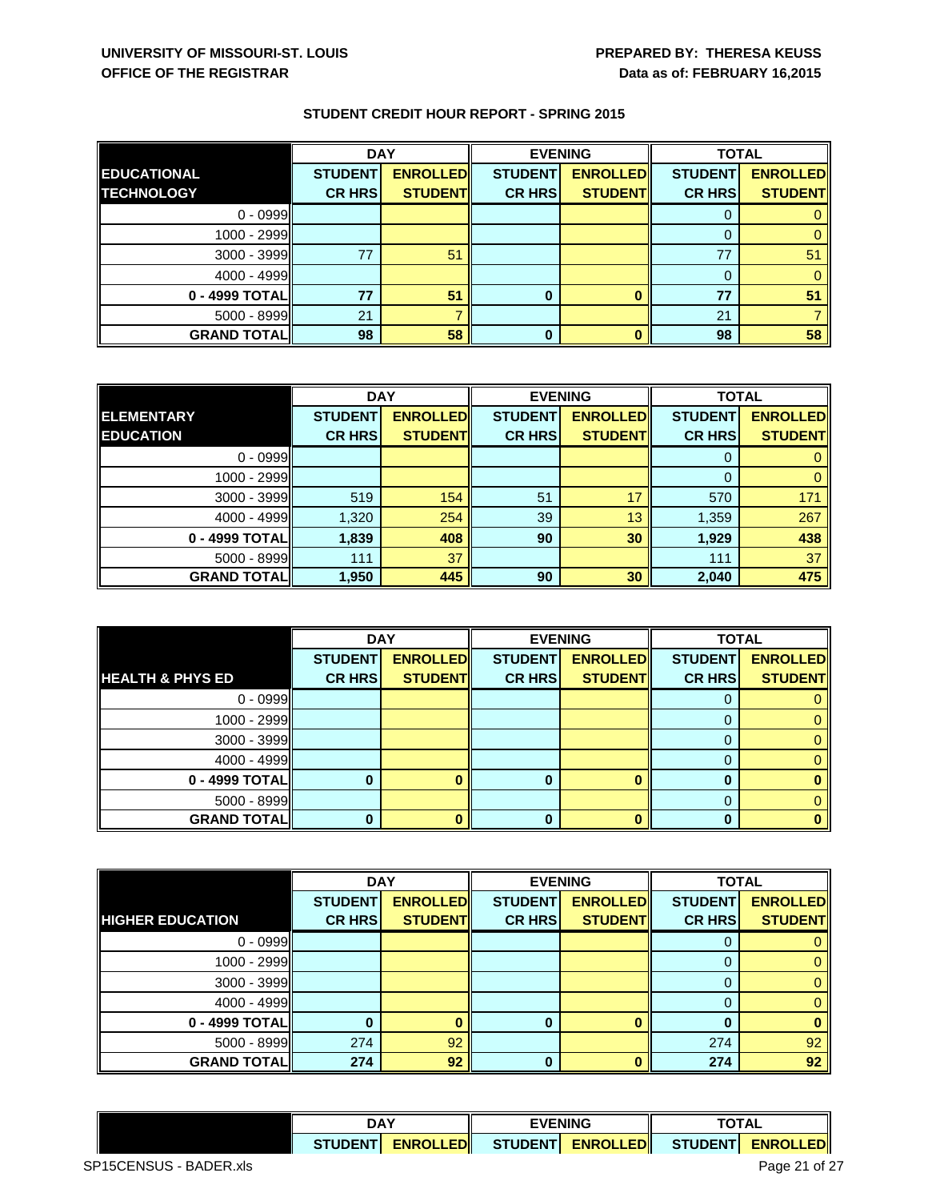**UNIVERSITY OF MISSOURI-ST. LOUIS**
**OFFICE OF THE REGISTRAR**

**PREPARED BY: THERESA KEUSS**
**Data as of: FEBRUARY 16,2015**

## STUDENT CREDIT HOUR REPORT - SPRING 2015

| | DAY | | EVENING | | TOTAL | |
|---|---|---|---|---|---|---|
| **EDUCATIONAL TECHNOLOGY** | **STUDENT CR HRS** | **ENROLLED STUDENT** | **STUDENT CR HRS** | **ENROLLED STUDENT** | **STUDENT CR HRS** | **ENROLLED STUDENT** |
| 0 - 0999 | | | | | 0 | 0 |
| 1000 - 2999 | | | | | 0 | 0 |
| 3000 - 3999 | 77 | 51 | | | 77 | 51 |
| 4000 - 4999 | | | | | 0 | 0 |
| **0 - 4999 TOTAL** | **77** | **51** | **0** | **0** | **77** | **51** |
| 5000 - 8999 | 21 | 7 | | | 21 | 7 |
| **GRAND TOTAL** | **98** | **58** | **0** | **0** | **98** | **58** |

| | DAY | | EVENING | | TOTAL | |
|---|---|---|---|---|---|---|
| **ELEMENTARY EDUCATION** | **STUDENT CR HRS** | **ENROLLED STUDENT** | **STUDENT CR HRS** | **ENROLLED STUDENT** | **STUDENT CR HRS** | **ENROLLED STUDENT** |
| 0 - 0999 | | | | | 0 | 0 |
| 1000 - 2999 | | | | | 0 | 0 |
| 3000 - 3999 | 519 | 154 | 51 | 17 | 570 | 171 |
| 4000 - 4999 | 1,320 | 254 | 39 | 13 | 1,359 | 267 |
| **0 - 4999 TOTAL** | **1,839** | **408** | **90** | **30** | **1,929** | **438** |
| 5000 - 8999 | 111 | 37 | | | 111 | 37 |
| **GRAND TOTAL** | **1,950** | **445** | **90** | **30** | **2,040** | **475** |

| | DAY | | EVENING | | TOTAL | |
|---|---|---|---|---|---|---|
| **HEALTH & PHYS ED** | **STUDENT CR HRS** | **ENROLLED STUDENT** | **STUDENT CR HRS** | **ENROLLED STUDENT** | **STUDENT CR HRS** | **ENROLLED STUDENT** |
| 0 - 0999 | | | | | 0 | 0 |
| 1000 - 2999 | | | | | 0 | 0 |
| 3000 - 3999 | | | | | 0 | 0 |
| 4000 - 4999 | | | | | 0 | 0 |
| **0 - 4999 TOTAL** | **0** | **0** | **0** | **0** | **0** | **0** |
| 5000 - 8999 | | | | | 0 | 0 |
| **GRAND TOTAL** | **0** | **0** | **0** | **0** | **0** | **0** |

| | DAY | | EVENING | | TOTAL | |
|---|---|---|---|---|---|---|
| **HIGHER EDUCATION** | **STUDENT CR HRS** | **ENROLLED STUDENT** | **STUDENT CR HRS** | **ENROLLED STUDENT** | **STUDENT CR HRS** | **ENROLLED STUDENT** |
| 0 - 0999 | | | | | 0 | 0 |
| 1000 - 2999 | | | | | 0 | 0 |
| 3000 - 3999 | | | | | 0 | 0 |
| 4000 - 4999 | | | | | 0 | 0 |
| **0 - 4999 TOTAL** | **0** | **0** | **0** | **0** | **0** | **0** |
| 5000 - 8999 | 274 | 92 | | | 274 | 92 |
| **GRAND TOTAL** | **274** | **92** | **0** | **0** | **274** | **92** |

| | DAY | | EVENING | | TOTAL | |
|---|---|---|---|---|---|---|
| | **STUDENT** | **ENROLLED** | **STUDENT** | **ENROLLED** | **STUDENT** | **ENROLLED** |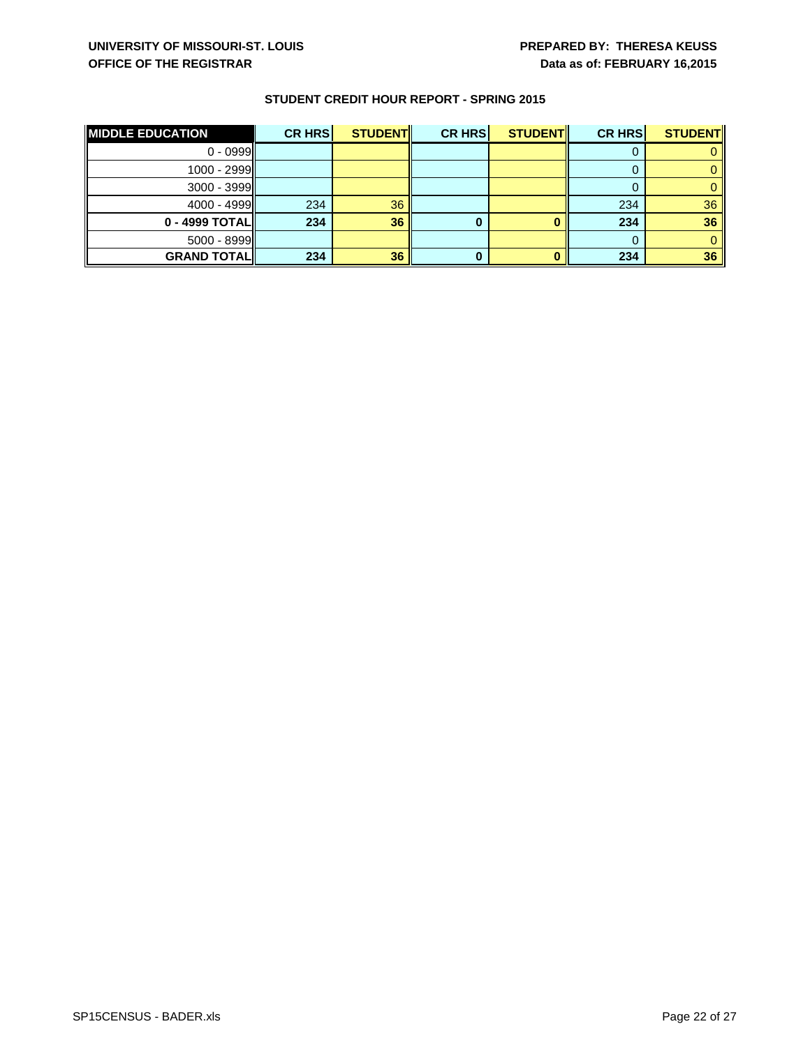UNIVERSITY OF MISSOURI-ST. LOUIS
OFFICE OF THE REGISTRAR

PREPARED BY: THERESA KEUSS
Data as of: FEBRUARY 16,2015

**STUDENT CREDIT HOUR REPORT - SPRING 2015**

| MIDDLE EDUCATION | CR HRS | STUDENT | CR HRS | STUDENT | CR HRS | STUDENT |
|---|---|---|---|---|---|---|
| 0 - 0999 | | | | | 0 | 0 |
| 1000 - 2999 | | | | | 0 | 0 |
| 3000 - 3999 | | | | | 0 | 0 |
| 4000 - 4999 | 234 | 36 | | | 234 | 36 |
| **0 - 4999 TOTAL** | **234** | **36** | **0** | **0** | **234** | **36** |
| 5000 - 8999 | | | | | 0 | 0 |
| **GRAND TOTAL** | **234** | **36** | **0** | **0** | **234** | **36** |

SP15CENSUS - BADER.xls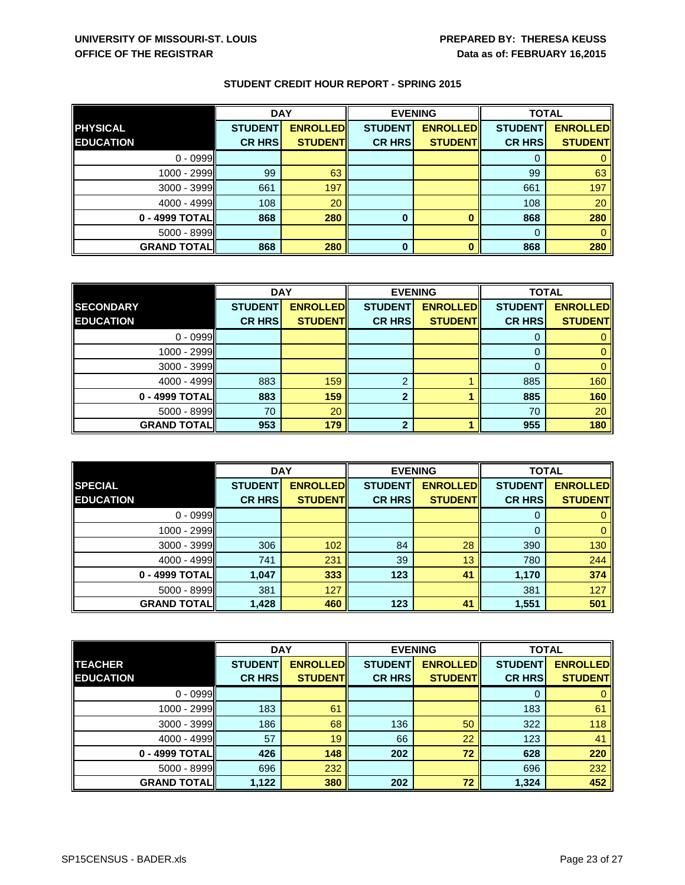UNIVERSITY OF MISSOURI-ST. LOUIS
OFFICE OF THE REGISTRAR

PREPARED BY: THERESA KEUSS
Data as of: FEBRUARY 16,2015

## STUDENT CREDIT HOUR REPORT - SPRING 2015

| PHYSICAL EDUCATION | DAY | | EVENING | | TOTAL | |
|---|---|---|---|---|---|---|
| | STUDENT CR HRS | ENROLLED STUDENT | STUDENT CR HRS | ENROLLED STUDENT | STUDENT CR HRS | ENROLLED STUDENT |
| 0 - 0999 | | | | | 0 | 0 |
| 1000 - 2999 | 99 | 63 | | | 99 | 63 |
| 3000 - 3999 | 661 | 197 | | | 661 | 197 |
| 4000 - 4999 | 108 | 20 | | | 108 | 20 |
| **0 - 4999 TOTAL** | **868** | **280** | **0** | **0** | **868** | **280** |
| 5000 - 8999 | | | | | 0 | 0 |
| **GRAND TOTAL** | **868** | **280** | **0** | **0** | **868** | **280** |

| SECONDARY EDUCATION | DAY | | EVENING | | TOTAL | |
|---|---|---|---|---|---|---|
| | STUDENT CR HRS | ENROLLED STUDENT | STUDENT CR HRS | ENROLLED STUDENT | STUDENT CR HRS | ENROLLED STUDENT |
| 0 - 0999 | | | | | 0 | 0 |
| 1000 - 2999 | | | | | 0 | 0 |
| 3000 - 3999 | | | | | 0 | 0 |
| 4000 - 4999 | 883 | 159 | 2 | 1 | 885 | 160 |
| **0 - 4999 TOTAL** | **883** | **159** | **2** | **1** | **885** | **160** |
| 5000 - 8999 | 70 | 20 | | | 70 | 20 |
| **GRAND TOTAL** | **953** | **179** | **2** | **1** | **955** | **180** |

| SPECIAL EDUCATION | DAY | | EVENING | | TOTAL | |
|---|---|---|---|---|---|---|
| | STUDENT CR HRS | ENROLLED STUDENT | STUDENT CR HRS | ENROLLED STUDENT | STUDENT CR HRS | ENROLLED STUDENT |
| 0 - 0999 | | | | | 0 | 0 |
| 1000 - 2999 | | | | | 0 | 0 |
| 3000 - 3999 | 306 | 102 | 84 | 28 | 390 | 130 |
| 4000 - 4999 | 741 | 231 | 39 | 13 | 780 | 244 |
| **0 - 4999 TOTAL** | **1,047** | **333** | **123** | **41** | **1,170** | **374** |
| 5000 - 8999 | 381 | 127 | | | 381 | 127 |
| **GRAND TOTAL** | **1,428** | **460** | **123** | **41** | **1,551** | **501** |

| TEACHER EDUCATION | DAY | | EVENING | | TOTAL | |
|---|---|---|---|---|---|---|
| | STUDENT CR HRS | ENROLLED STUDENT | STUDENT CR HRS | ENROLLED STUDENT | STUDENT CR HRS | ENROLLED STUDENT |
| 0 - 0999 | | | | | 0 | 0 |
| 1000 - 2999 | 183 | 61 | | | 183 | 61 |
| 3000 - 3999 | 186 | 68 | 136 | 50 | 322 | 118 |
| 4000 - 4999 | 57 | 19 | 66 | 22 | 123 | 41 |
| **0 - 4999 TOTAL** | **426** | **148** | **202** | **72** | **628** | **220** |
| 5000 - 8999 | 696 | 232 | | | 696 | 232 |
| **GRAND TOTAL** | **1,122** | **380** | **202** | **72** | **1,324** | **452** |

SP15CENSUS - BADER.xls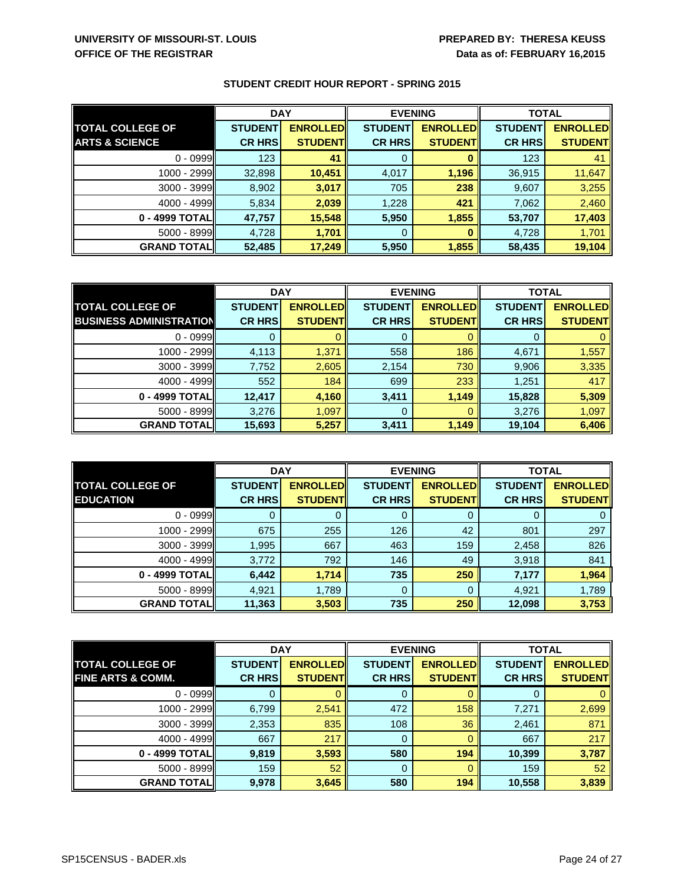UNIVERSITY OF MISSOURI-ST. LOUIS
OFFICE OF THE REGISTRAR

PREPARED BY: THERESA KEUSS
Data as of: FEBRUARY 16,2015

## STUDENT CREDIT HOUR REPORT - SPRING 2015

| | DAY | | EVENING | | TOTAL | |
|---|---|---|---|---|---|---|
| **TOTAL COLLEGE OF ARTS & SCIENCE** | **STUDENT CR HRS** | **ENROLLED STUDENT** | **STUDENT CR HRS** | **ENROLLED STUDENT** | **STUDENT CR HRS** | **ENROLLED STUDENT** |
| 0 - 0999 | 123 | **41** | 0 | **0** | 123 | 41 |
| 1000 - 2999 | 32,898 | **10,451** | 4,017 | **1,196** | 36,915 | 11,647 |
| 3000 - 3999 | 8,902 | **3,017** | 705 | **238** | 9,607 | 3,255 |
| 4000 - 4999 | 5,834 | **2,039** | 1,228 | **421** | 7,062 | 2,460 |
| **0 - 4999 TOTAL** | **47,757** | **15,548** | **5,950** | **1,855** | **53,707** | **17,403** |
| 5000 - 8999 | 4,728 | **1,701** | 0 | **0** | 4,728 | 1,701 |
| **GRAND TOTAL** | **52,485** | **17,249** | **5,950** | **1,855** | **58,435** | **19,104** |

| | DAY | | EVENING | | TOTAL | |
|---|---|---|---|---|---|---|
| **TOTAL COLLEGE OF BUSINESS ADMINISTRATION** | **STUDENT CR HRS** | **ENROLLED STUDENT** | **STUDENT CR HRS** | **ENROLLED STUDENT** | **STUDENT CR HRS** | **ENROLLED STUDENT** |
| 0 - 0999 | 0 | 0 | 0 | 0 | 0 | 0 |
| 1000 - 2999 | 4,113 | 1,371 | 558 | 186 | 4,671 | 1,557 |
| 3000 - 3999 | 7,752 | 2,605 | 2,154 | 730 | 9,906 | 3,335 |
| 4000 - 4999 | 552 | 184 | 699 | 233 | 1,251 | 417 |
| **0 - 4999 TOTAL** | **12,417** | **4,160** | **3,411** | **1,149** | **15,828** | **5,309** |
| 5000 - 8999 | 3,276 | 1,097 | 0 | 0 | 3,276 | 1,097 |
| **GRAND TOTAL** | **15,693** | **5,257** | **3,411** | **1,149** | **19,104** | **6,406** |

| | DAY | | EVENING | | TOTAL | |
|---|---|---|---|---|---|---|
| **TOTAL COLLEGE OF EDUCATION** | **STUDENT CR HRS** | **ENROLLED STUDENT** | **STUDENT CR HRS** | **ENROLLED STUDENT** | **STUDENT CR HRS** | **ENROLLED STUDENT** |
| 0 - 0999 | 0 | 0 | 0 | 0 | 0 | 0 |
| 1000 - 2999 | 675 | 255 | 126 | 42 | 801 | 297 |
| 3000 - 3999 | 1,995 | 667 | 463 | 159 | 2,458 | 826 |
| 4000 - 4999 | 3,772 | 792 | 146 | 49 | 3,918 | 841 |
| **0 - 4999 TOTAL** | **6,442** | **1,714** | **735** | **250** | **7,177** | **1,964** |
| 5000 - 8999 | 4,921 | 1,789 | 0 | 0 | 4,921 | 1,789 |
| **GRAND TOTAL** | **11,363** | **3,503** | **735** | **250** | **12,098** | **3,753** |

| | DAY | | EVENING | | TOTAL | |
|---|---|---|---|---|---|---|
| **TOTAL COLLEGE OF FINE ARTS & COMM.** | **STUDENT CR HRS** | **ENROLLED STUDENT** | **STUDENT CR HRS** | **ENROLLED STUDENT** | **STUDENT CR HRS** | **ENROLLED STUDENT** |
| 0 - 0999 | 0 | 0 | 0 | 0 | 0 | 0 |
| 1000 - 2999 | 6,799 | 2,541 | 472 | 158 | 7,271 | 2,699 |
| 3000 - 3999 | 2,353 | 835 | 108 | 36 | 2,461 | 871 |
| 4000 - 4999 | 667 | 217 | 0 | 0 | 667 | 217 |
| **0 - 4999 TOTAL** | **9,819** | **3,593** | **580** | **194** | **10,399** | **3,787** |
| 5000 - 8999 | 159 | 52 | 0 | 0 | 159 | 52 |
| **GRAND TOTAL** | **9,978** | **3,645** | **580** | **194** | **10,558** | **3,839** |

SP15CENSUS - BADER.xls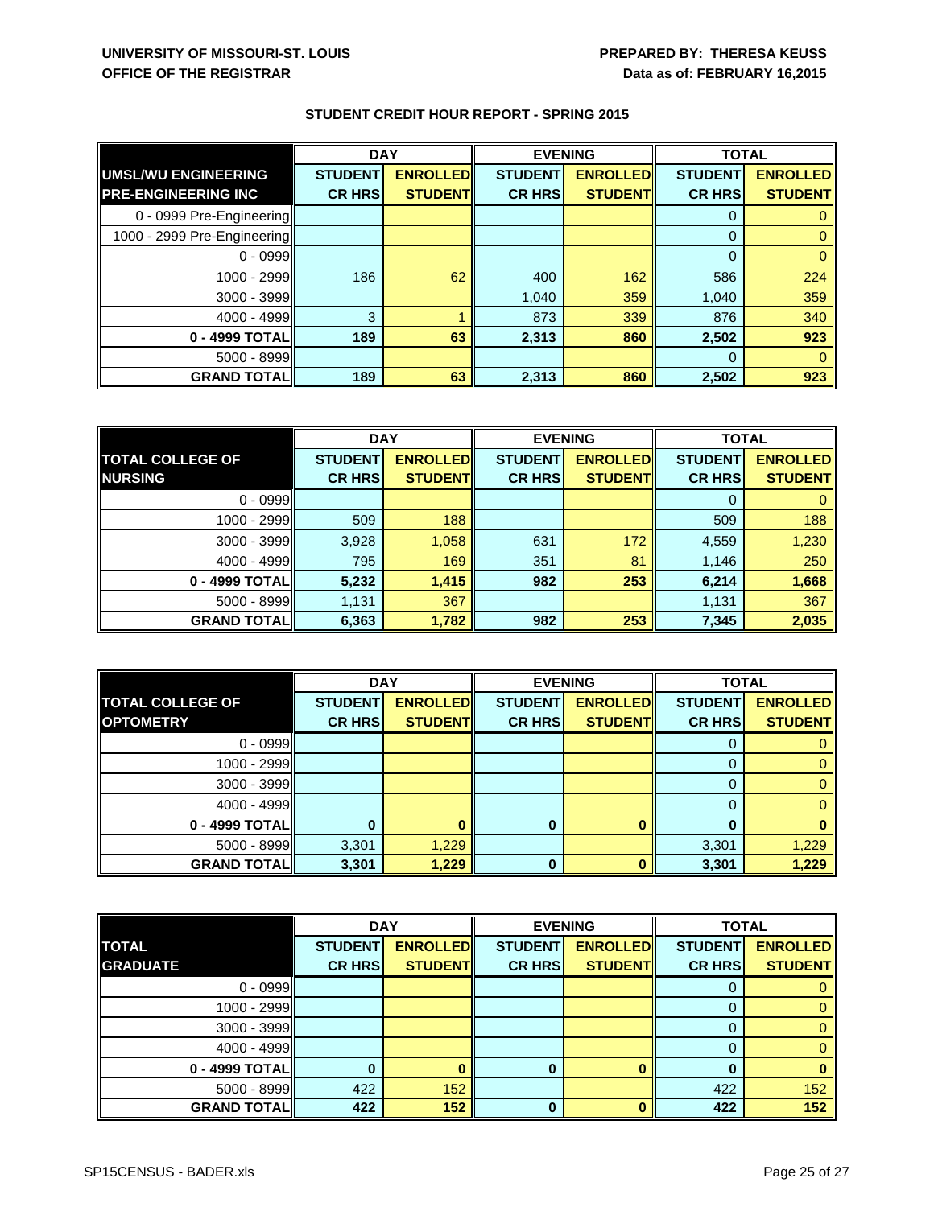UNIVERSITY OF MISSOURI-ST. LOUIS
OFFICE OF THE REGISTRAR

PREPARED BY: THERESA KEUSS
Data as of: FEBRUARY 16,2015

## STUDENT CREDIT HOUR REPORT - SPRING 2015

| | DAY | | EVENING | | TOTAL | |
|---|---|---|---|---|---|---|
| **UMSL/WU ENGINEERING PRE-ENGINEERING INC** | **STUDENT CR HRS** | **ENROLLED STUDENT** | **STUDENT CR HRS** | **ENROLLED STUDENT** | **STUDENT CR HRS** | **ENROLLED STUDENT** |
| 0 - 0999 Pre-Engineering | | | | | 0 | 0 |
| 1000 - 2999 Pre-Engineering | | | | | 0 | 0 |
| 0 - 0999 | | | | | 0 | 0 |
| 1000 - 2999 | 186 | 62 | 400 | 162 | 586 | 224 |
| 3000 - 3999 | | | 1,040 | 359 | 1,040 | 359 |
| 4000 - 4999 | 3 | 1 | 873 | 339 | 876 | 340 |
| **0 - 4999 TOTAL** | **189** | **63** | **2,313** | **860** | **2,502** | **923** |
| 5000 - 8999 | | | | | 0 | 0 |
| **GRAND TOTAL** | **189** | **63** | **2,313** | **860** | **2,502** | **923** |

| | DAY | | EVENING | | TOTAL | |
|---|---|---|---|---|---|---|
| **TOTAL COLLEGE OF NURSING** | **STUDENT CR HRS** | **ENROLLED STUDENT** | **STUDENT CR HRS** | **ENROLLED STUDENT** | **STUDENT CR HRS** | **ENROLLED STUDENT** |
| 0 - 0999 | | | | | 0 | 0 |
| 1000 - 2999 | 509 | 188 | | | 509 | 188 |
| 3000 - 3999 | 3,928 | 1,058 | 631 | 172 | 4,559 | 1,230 |
| 4000 - 4999 | 795 | 169 | 351 | 81 | 1,146 | 250 |
| **0 - 4999 TOTAL** | **5,232** | **1,415** | **982** | **253** | **6,214** | **1,668** |
| 5000 - 8999 | 1,131 | 367 | | | 1,131 | 367 |
| **GRAND TOTAL** | **6,363** | **1,782** | **982** | **253** | **7,345** | **2,035** |

| | DAY | | EVENING | | TOTAL | |
|---|---|---|---|---|---|---|
| **TOTAL COLLEGE OF OPTOMETRY** | **STUDENT CR HRS** | **ENROLLED STUDENT** | **STUDENT CR HRS** | **ENROLLED STUDENT** | **STUDENT CR HRS** | **ENROLLED STUDENT** |
| 0 - 0999 | | | | | 0 | 0 |
| 1000 - 2999 | | | | | 0 | 0 |
| 3000 - 3999 | | | | | 0 | 0 |
| 4000 - 4999 | | | | | 0 | 0 |
| **0 - 4999 TOTAL** | **0** | **0** | **0** | **0** | **0** | **0** |
| 5000 - 8999 | 3,301 | 1,229 | | | 3,301 | 1,229 |
| **GRAND TOTAL** | **3,301** | **1,229** | **0** | **0** | **3,301** | **1,229** |

| | DAY | | EVENING | | TOTAL | |
|---|---|---|---|---|---|---|
| **TOTAL GRADUATE** | **STUDENT CR HRS** | **ENROLLED STUDENT** | **STUDENT CR HRS** | **ENROLLED STUDENT** | **STUDENT CR HRS** | **ENROLLED STUDENT** |
| 0 - 0999 | | | | | 0 | 0 |
| 1000 - 2999 | | | | | 0 | 0 |
| 3000 - 3999 | | | | | 0 | 0 |
| 4000 - 4999 | | | | | 0 | 0 |
| **0 - 4999 TOTAL** | **0** | **0** | **0** | **0** | **0** | **0** |
| 5000 - 8999 | 422 | 152 | | | 422 | 152 |
| **GRAND TOTAL** | **422** | **152** | **0** | **0** | **422** | **152** |

SP15CENSUS - BADER.xls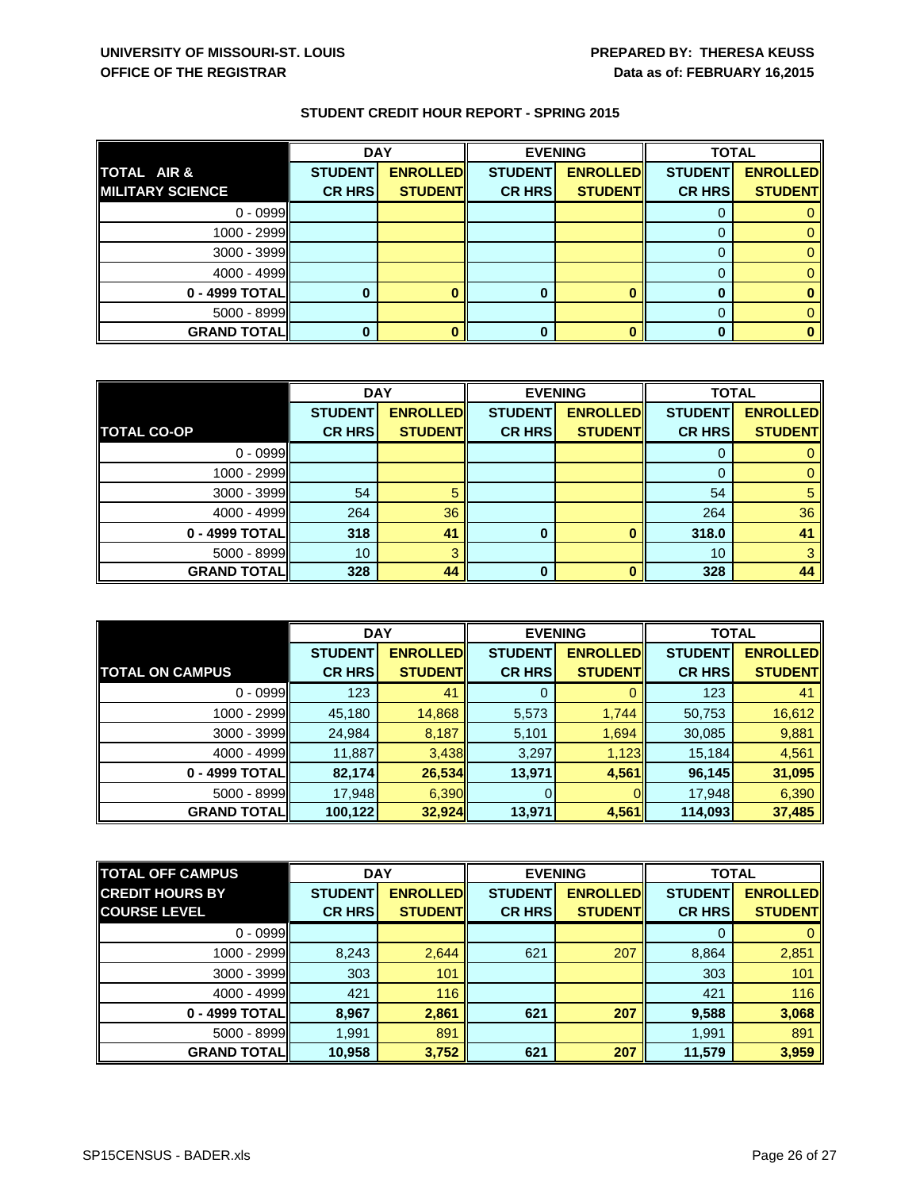UNIVERSITY OF MISSOURI-ST. LOUIS
OFFICE OF THE REGISTRAR

PREPARED BY: THERESA KEUSS
Data as of: FEBRUARY 16,2015

## STUDENT CREDIT HOUR REPORT - SPRING 2015

| | DAY | | EVENING | | TOTAL | |
|---|---|---|---|---|---|---|
| **TOTAL AIR & MILITARY SCIENCE** | **STUDENT CR HRS** | **ENROLLED STUDENT** | **STUDENT CR HRS** | **ENROLLED STUDENT** | **STUDENT CR HRS** | **ENROLLED STUDENT** |
| 0 - 0999 | | | | | 0 | 0 |
| 1000 - 2999 | | | | | 0 | 0 |
| 3000 - 3999 | | | | | 0 | 0 |
| 4000 - 4999 | | | | | 0 | 0 |
| **0 - 4999 TOTAL** | **0** | **0** | **0** | **0** | **0** | **0** |
| 5000 - 8999 | | | | | 0 | 0 |
| **GRAND TOTAL** | **0** | **0** | **0** | **0** | **0** | **0** |

| | DAY | | EVENING | | TOTAL | |
|---|---|---|---|---|---|---|
| **TOTAL CO-OP** | **STUDENT CR HRS** | **ENROLLED STUDENT** | **STUDENT CR HRS** | **ENROLLED STUDENT** | **STUDENT CR HRS** | **ENROLLED STUDENT** |
| 0 - 0999 | | | | | 0 | 0 |
| 1000 - 2999 | | | | | 0 | 0 |
| 3000 - 3999 | 54 | 5 | | | 54 | 5 |
| 4000 - 4999 | 264 | 36 | | | 264 | 36 |
| **0 - 4999 TOTAL** | **318** | **41** | **0** | **0** | **318.0** | **41** |
| 5000 - 8999 | 10 | 3 | | | 10 | 3 |
| **GRAND TOTAL** | **328** | **44** | **0** | **0** | **328** | **44** |

| | DAY | | EVENING | | TOTAL | |
|---|---|---|---|---|---|---|
| **TOTAL ON CAMPUS** | **STUDENT CR HRS** | **ENROLLED STUDENT** | **STUDENT CR HRS** | **ENROLLED STUDENT** | **STUDENT CR HRS** | **ENROLLED STUDENT** |
| 0 - 0999 | 123 | 41 | 0 | 0 | 123 | 41 |
| 1000 - 2999 | 45,180 | 14,868 | 5,573 | 1,744 | 50,753 | 16,612 |
| 3000 - 3999 | 24,984 | 8,187 | 5,101 | 1,694 | 30,085 | 9,881 |
| 4000 - 4999 | 11,887 | 3,438 | 3,297 | 1,123 | 15,184 | 4,561 |
| **0 - 4999 TOTAL** | **82,174** | **26,534** | **13,971** | **4,561** | **96,145** | **31,095** |
| 5000 - 8999 | 17,948 | 6,390 | 0 | 0 | 17,948 | 6,390 |
| **GRAND TOTAL** | **100,122** | **32,924** | **13,971** | **4,561** | **114,093** | **37,485** |

| **TOTAL OFF CAMPUS** | DAY | | EVENING | | TOTAL | |
|---|---|---|---|---|---|---|
| **CREDIT HOURS BY COURSE LEVEL** | **STUDENT CR HRS** | **ENROLLED STUDENT** | **STUDENT CR HRS** | **ENROLLED STUDENT** | **STUDENT CR HRS** | **ENROLLED STUDENT** |
| 0 - 0999 | | | | | 0 | 0 |
| 1000 - 2999 | 8,243 | 2,644 | 621 | 207 | 8,864 | 2,851 |
| 3000 - 3999 | 303 | 101 | | | 303 | 101 |
| 4000 - 4999 | 421 | 116 | | | 421 | 116 |
| **0 - 4999 TOTAL** | **8,967** | **2,861** | **621** | **207** | **9,588** | **3,068** |
| 5000 - 8999 | 1,991 | 891 | | | 1,991 | 891 |
| **GRAND TOTAL** | **10,958** | **3,752** | **621** | **207** | **11,579** | **3,959** |

SP15CENSUS - BADER.xls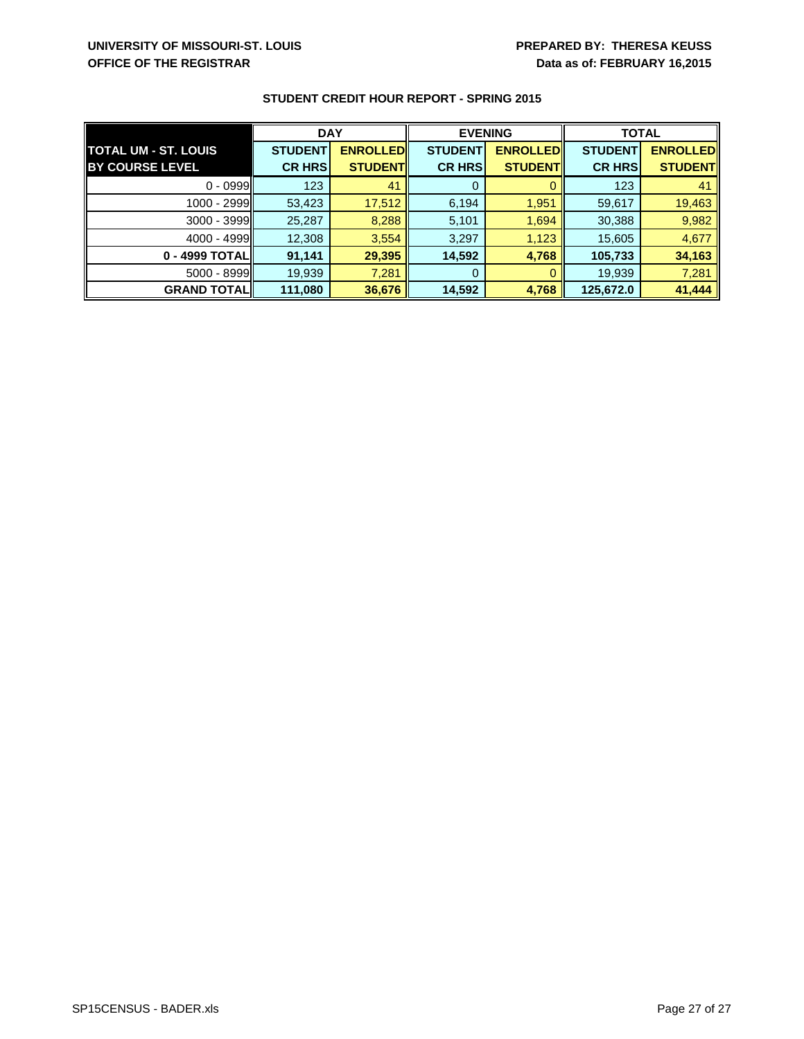UNIVERSITY OF MISSOURI-ST. LOUIS
OFFICE OF THE REGISTRAR

PREPARED BY: THERESA KEUSS
Data as of: FEBRUARY 16,2015

## STUDENT CREDIT HOUR REPORT - SPRING 2015

| | DAY | | EVENING | | TOTAL | |
|---|---|---|---|---|---|---|
| TOTAL UM - ST. LOUIS BY COURSE LEVEL | STUDENT CR HRS | ENROLLED STUDENT | STUDENT CR HRS | ENROLLED STUDENT | STUDENT CR HRS | ENROLLED STUDENT |
| 0 - 0999 | 123 | 41 | 0 | 0 | 123 | 41 |
| 1000 - 2999 | 53,423 | 17,512 | 6,194 | 1,951 | 59,617 | 19,463 |
| 3000 - 3999 | 25,287 | 8,288 | 5,101 | 1,694 | 30,388 | 9,982 |
| 4000 - 4999 | 12,308 | 3,554 | 3,297 | 1,123 | 15,605 | 4,677 |
| **0 - 4999 TOTAL** | **91,141** | **29,395** | **14,592** | **4,768** | **105,733** | **34,163** |
| 5000 - 8999 | 19,939 | 7,281 | 0 | 0 | 19,939 | 7,281 |
| **GRAND TOTAL** | **111,080** | **36,676** | **14,592** | **4,768** | **125,672.0** | **41,444** |

SP15CENSUS - BADER.xls